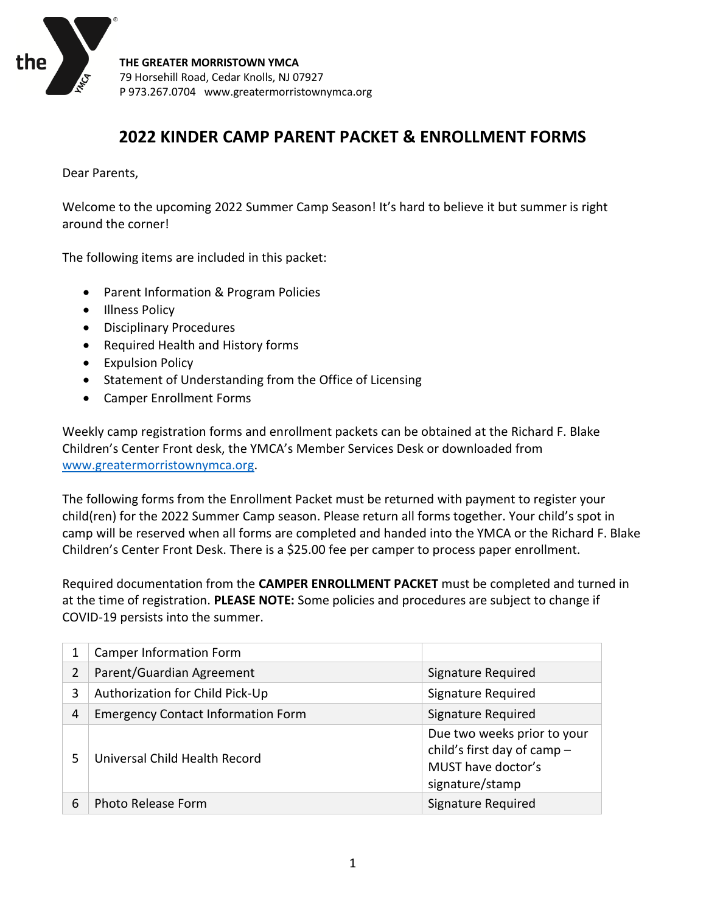**THE GREATER MORRISTOWN YMCA**
79 Horsehill Road, Cedar Knolls, NJ 07927
P 973.267.0704 www.greatermorristownymca.org

# 2022 KINDER CAMP PARENT PACKET & ENROLLMENT FORMS

Dear Parents,

Welcome to the upcoming 2022 Summer Camp Season! It's hard to believe it but summer is right around the corner!

The following items are included in this packet:

- Parent Information & Program Policies
- Illness Policy
- Disciplinary Procedures
- Required Health and History forms
- Expulsion Policy
- Statement of Understanding from the Office of Licensing
- Camper Enrollment Forms

Weekly camp registration forms and enrollment packets can be obtained at the Richard F. Blake Children's Center Front desk, the YMCA's Member Services Desk or downloaded from www.greatermorristownymca.org.

The following forms from the Enrollment Packet must be returned with payment to register your child(ren) for the 2022 Summer Camp season. Please return all forms together. Your child's spot in camp will be reserved when all forms are completed and handed into the YMCA or the Richard F. Blake Children's Center Front Desk. There is a $25.00 fee per camper to process paper enrollment.

Required documentation from the **CAMPER ENROLLMENT PACKET** must be completed and turned in at the time of registration. **PLEASE NOTE:** Some policies and procedures are subject to change if COVID-19 persists into the summer.

| | | |
|---|---|---|
| 1 | Camper Information Form | |
| 2 | Parent/Guardian Agreement | Signature Required |
| 3 | Authorization for Child Pick-Up | Signature Required |
| 4 | Emergency Contact Information Form | Signature Required |
| 5 | Universal Child Health Record | Due two weeks prior to your child's first day of camp – MUST have doctor's signature/stamp |
| 6 | Photo Release Form | Signature Required |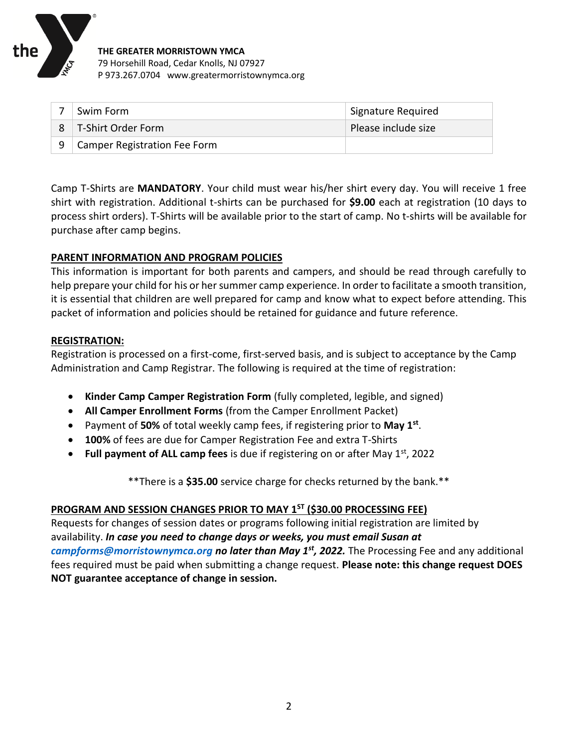**THE GREATER MORRISTOWN YMCA**
79 Horsehill Road, Cedar Knolls, NJ 07927
P 973.267.0704 www.greatermorristownymca.org

| | | |
|---|---|---|
| 7 | Swim Form | Signature Required |
| 8 | T-Shirt Order Form | Please include size |
| 9 | Camper Registration Fee Form | |

Camp T-Shirts are **MANDATORY**. Your child must wear his/her shirt every day. You will receive 1 free shirt with registration. Additional t-shirts can be purchased for **$9.00** each at registration (10 days to process shirt orders). T-Shirts will be available prior to the start of camp. No t-shirts will be available for purchase after camp begins.

## PARENT INFORMATION AND PROGRAM POLICIES

This information is important for both parents and campers, and should be read through carefully to help prepare your child for his or her summer camp experience. In order to facilitate a smooth transition, it is essential that children are well prepared for camp and know what to expect before attending. This packet of information and policies should be retained for guidance and future reference.

## REGISTRATION:

Registration is processed on a first-come, first-served basis, and is subject to acceptance by the Camp Administration and Camp Registrar. The following is required at the time of registration:

- **Kinder Camp Camper Registration Form** (fully completed, legible, and signed)
- **All Camper Enrollment Forms** (from the Camper Enrollment Packet)
- Payment of **50%** of total weekly camp fees, if registering prior to **May 1st**.
- **100%** of fees are due for Camper Registration Fee and extra T-Shirts
- **Full payment of ALL camp fees** is due if registering on or after May 1st, 2022

**There is a **$35.00** service charge for checks returned by the bank.**

## PROGRAM AND SESSION CHANGES PRIOR TO MAY 1ST ($30.00 PROCESSING FEE)

Requests for changes of session dates or programs following initial registration are limited by availability. ***In case you need to change days or weeks, you must email Susan at campforms@morristownymca.org no later than May 1st, 2022.*** The Processing Fee and any additional fees required must be paid when submitting a change request. **Please note: this change request DOES NOT guarantee acceptance of change in session.**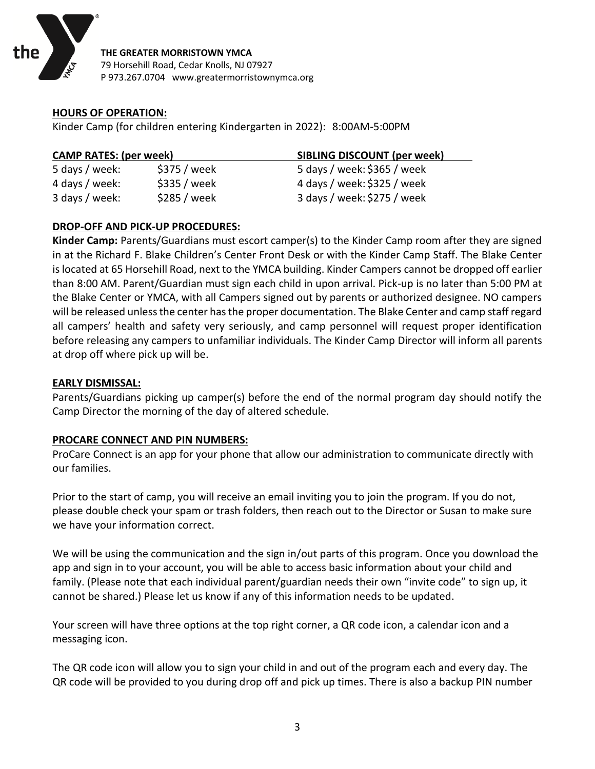**THE GREATER MORRISTOWN YMCA**
79 Horsehill Road, Cedar Knolls, NJ 07927
P 973.267.0704 www.greatermorristownymca.org

**HOURS OF OPERATION:**

Kinder Camp (for children entering Kindergarten in 2022): 8:00AM-5:00PM

| CAMP RATES: (per week) | | SIBLING DISCOUNT (per week) |
|---|---|---|
| 5 days / week: | $375 / week | 5 days / week: $365 / week |
| 4 days / week: | $335 / week | 4 days / week: $325 / week |
| 3 days / week: | $285 / week | 3 days / week: $275 / week |

**DROP-OFF AND PICK-UP PROCEDURES:**

**Kinder Camp:** Parents/Guardians must escort camper(s) to the Kinder Camp room after they are signed in at the Richard F. Blake Children's Center Front Desk or with the Kinder Camp Staff. The Blake Center is located at 65 Horsehill Road, next to the YMCA building. Kinder Campers cannot be dropped off earlier than 8:00 AM. Parent/Guardian must sign each child in upon arrival. Pick-up is no later than 5:00 PM at the Blake Center or YMCA, with all Campers signed out by parents or authorized designee. NO campers will be released unless the center has the proper documentation. The Blake Center and camp staff regard all campers' health and safety very seriously, and camp personnel will request proper identification before releasing any campers to unfamiliar individuals. The Kinder Camp Director will inform all parents at drop off where pick up will be.

**EARLY DISMISSAL:**

Parents/Guardians picking up camper(s) before the end of the normal program day should notify the Camp Director the morning of the day of altered schedule.

**PROCARE CONNECT AND PIN NUMBERS:**

ProCare Connect is an app for your phone that allow our administration to communicate directly with our families.

Prior to the start of camp, you will receive an email inviting you to join the program. If you do not, please double check your spam or trash folders, then reach out to the Director or Susan to make sure we have your information correct.

We will be using the communication and the sign in/out parts of this program. Once you download the app and sign in to your account, you will be able to access basic information about your child and family. (Please note that each individual parent/guardian needs their own "invite code" to sign up, it cannot be shared.) Please let us know if any of this information needs to be updated.

Your screen will have three options at the top right corner, a QR code icon, a calendar icon and a messaging icon.

The QR code icon will allow you to sign your child in and out of the program each and every day. The QR code will be provided to you during drop off and pick up times. There is also a backup PIN number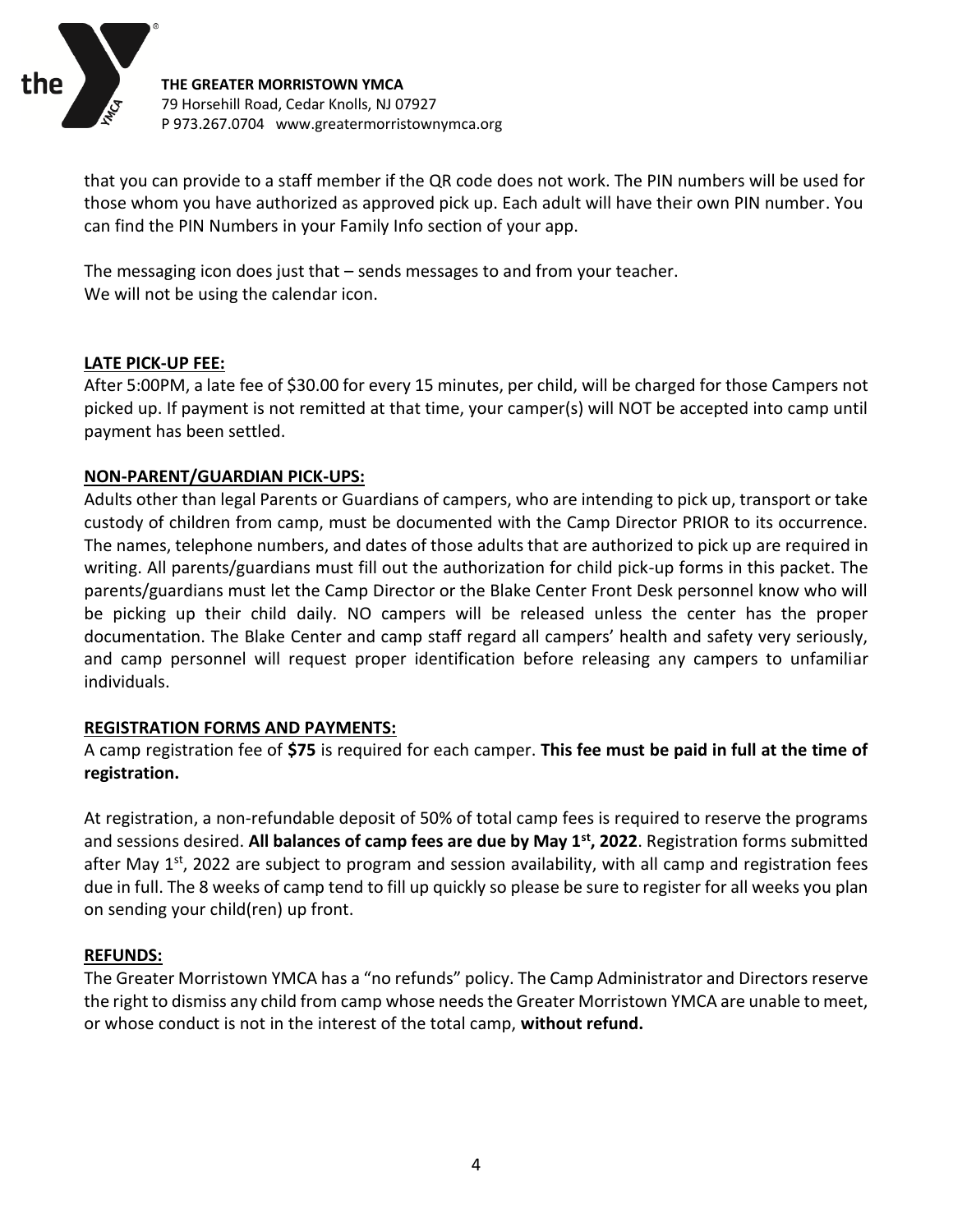that you can provide to a staff member if the QR code does not work. The PIN numbers will be used for those whom you have authorized as approved pick up. Each adult will have their own PIN number. You can find the PIN Numbers in your Family Info section of your app.

The messaging icon does just that – sends messages to and from your teacher.
We will not be using the calendar icon.

## LATE PICK-UP FEE:

After 5:00PM, a late fee of $30.00 for every 15 minutes, per child, will be charged for those Campers not picked up. If payment is not remitted at that time, your camper(s) will NOT be accepted into camp until payment has been settled.

## NON-PARENT/GUARDIAN PICK-UPS:

Adults other than legal Parents or Guardians of campers, who are intending to pick up, transport or take custody of children from camp, must be documented with the Camp Director PRIOR to its occurrence. The names, telephone numbers, and dates of those adults that are authorized to pick up are required in writing. All parents/guardians must fill out the authorization for child pick-up forms in this packet. The parents/guardians must let the Camp Director or the Blake Center Front Desk personnel know who will be picking up their child daily. NO campers will be released unless the center has the proper documentation. The Blake Center and camp staff regard all campers' health and safety very seriously, and camp personnel will request proper identification before releasing any campers to unfamiliar individuals.

## REGISTRATION FORMS AND PAYMENTS:

A camp registration fee of **$75** is required for each camper. **This fee must be paid in full at the time of registration.**

At registration, a non-refundable deposit of 50% of total camp fees is required to reserve the programs and sessions desired. **All balances of camp fees are due by May 1st, 2022**. Registration forms submitted after May 1st, 2022 are subject to program and session availability, with all camp and registration fees due in full. The 8 weeks of camp tend to fill up quickly so please be sure to register for all weeks you plan on sending your child(ren) up front.

## REFUNDS:

The Greater Morristown YMCA has a "no refunds" policy. The Camp Administrator and Directors reserve the right to dismiss any child from camp whose needs the Greater Morristown YMCA are unable to meet, or whose conduct is not in the interest of the total camp, **without refund.**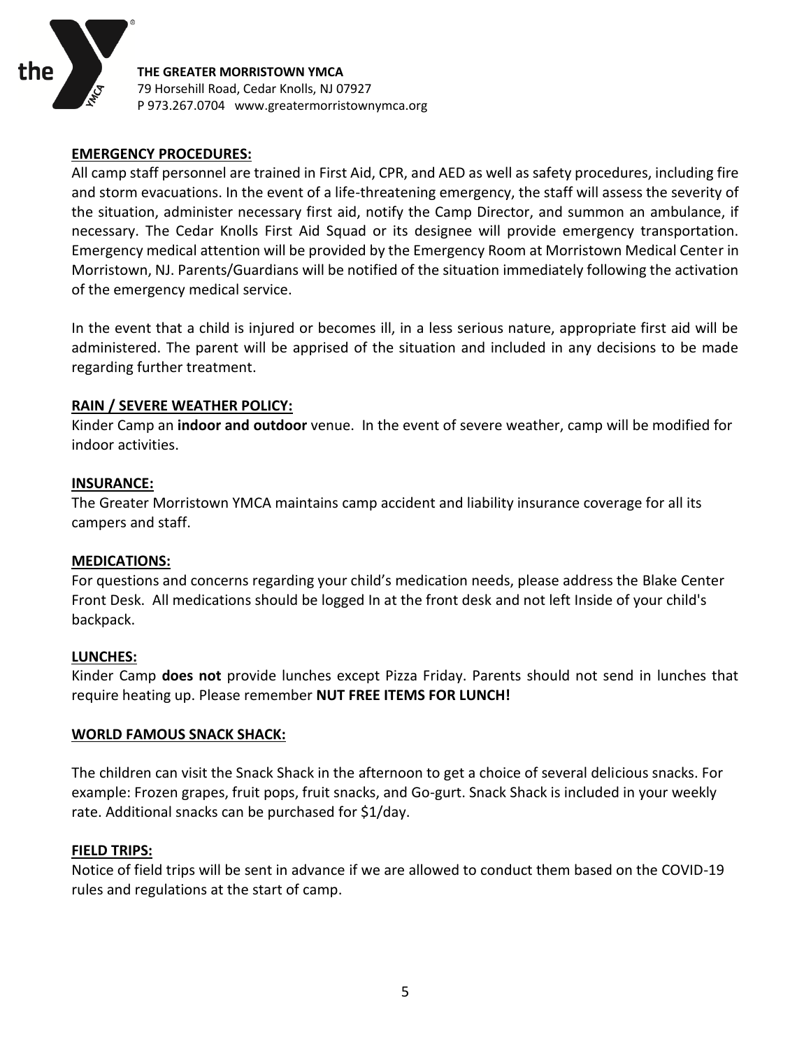**THE GREATER MORRISTOWN YMCA**
79 Horsehill Road, Cedar Knolls, NJ 07927
P 973.267.0704 www.greatermorristownymca.org

## EMERGENCY PROCEDURES:

All camp staff personnel are trained in First Aid, CPR, and AED as well as safety procedures, including fire and storm evacuations. In the event of a life-threatening emergency, the staff will assess the severity of the situation, administer necessary first aid, notify the Camp Director, and summon an ambulance, if necessary. The Cedar Knolls First Aid Squad or its designee will provide emergency transportation. Emergency medical attention will be provided by the Emergency Room at Morristown Medical Center in Morristown, NJ. Parents/Guardians will be notified of the situation immediately following the activation of the emergency medical service.

In the event that a child is injured or becomes ill, in a less serious nature, appropriate first aid will be administered. The parent will be apprised of the situation and included in any decisions to be made regarding further treatment.

## RAIN / SEVERE WEATHER POLICY:

Kinder Camp an **indoor and outdoor** venue. In the event of severe weather, camp will be modified for indoor activities.

## INSURANCE:

The Greater Morristown YMCA maintains camp accident and liability insurance coverage for all its campers and staff.

## MEDICATIONS:

For questions and concerns regarding your child's medication needs, please address the Blake Center Front Desk. All medications should be logged In at the front desk and not left Inside of your child's backpack.

## LUNCHES:

Kinder Camp **does not** provide lunches except Pizza Friday. Parents should not send in lunches that require heating up. Please remember **NUT FREE ITEMS FOR LUNCH!**

## WORLD FAMOUS SNACK SHACK:

The children can visit the Snack Shack in the afternoon to get a choice of several delicious snacks. For example: Frozen grapes, fruit pops, fruit snacks, and Go-gurt. Snack Shack is included in your weekly rate. Additional snacks can be purchased for $1/day.

## FIELD TRIPS:

Notice of field trips will be sent in advance if we are allowed to conduct them based on the COVID-19 rules and regulations at the start of camp.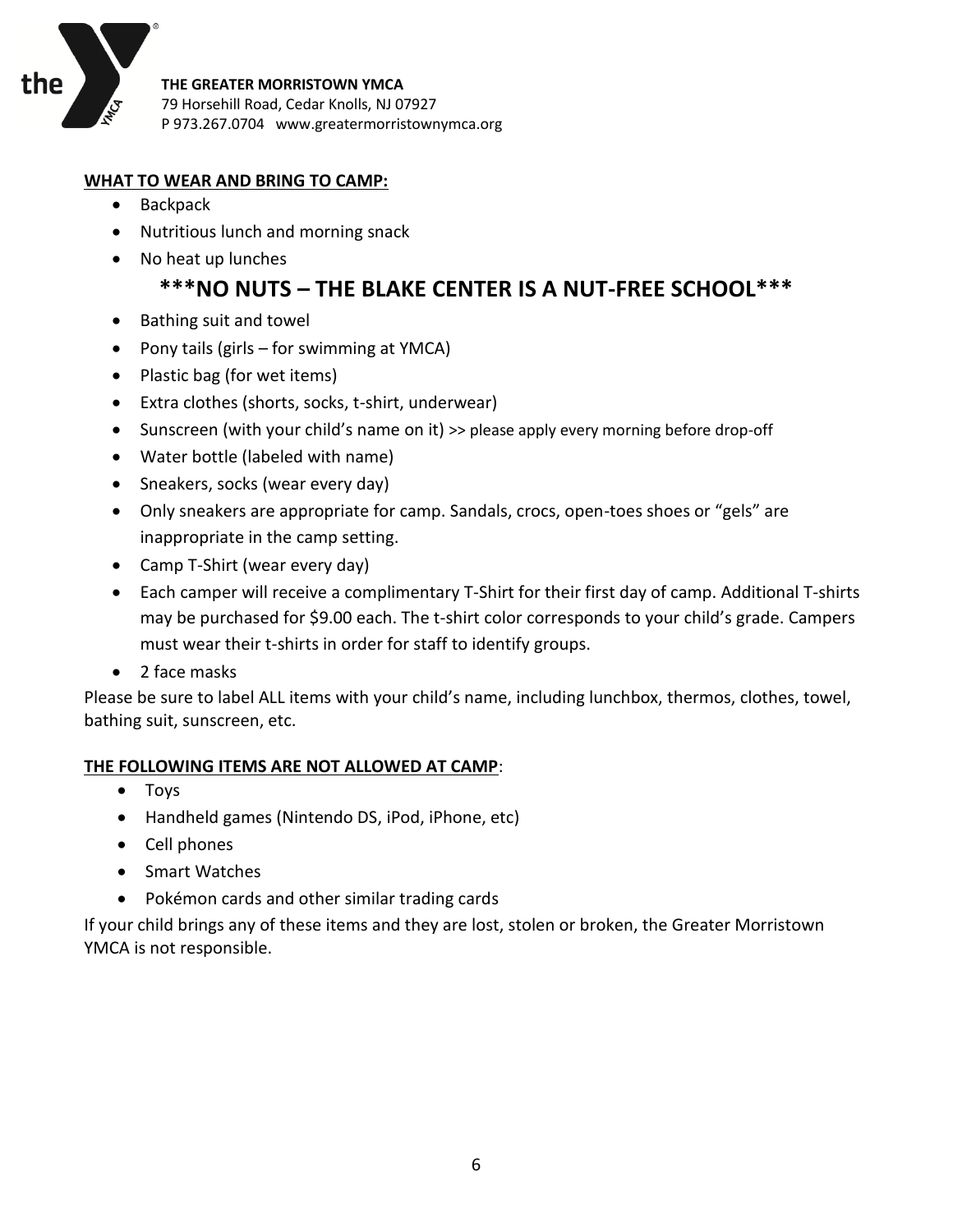**THE GREATER MORRISTOWN YMCA**
79 Horsehill Road, Cedar Knolls, NJ 07927
P 973.267.0704 www.greatermorristownymca.org

**WHAT TO WEAR AND BRING TO CAMP:**

- Backpack
- Nutritious lunch and morning snack
- No heat up lunches

**\*\*\*NO NUTS – THE BLAKE CENTER IS A NUT-FREE SCHOOL\*\*\***

- Bathing suit and towel
- Pony tails (girls – for swimming at YMCA)
- Plastic bag (for wet items)
- Extra clothes (shorts, socks, t-shirt, underwear)
- Sunscreen (with your child's name on it) >> please apply every morning before drop-off
- Water bottle (labeled with name)
- Sneakers, socks (wear every day)
- Only sneakers are appropriate for camp. Sandals, crocs, open-toes shoes or "gels" are inappropriate in the camp setting.
- Camp T-Shirt (wear every day)
- Each camper will receive a complimentary T-Shirt for their first day of camp. Additional T-shirts may be purchased for $9.00 each. The t-shirt color corresponds to your child's grade. Campers must wear their t-shirts in order for staff to identify groups.
- 2 face masks

Please be sure to label ALL items with your child's name, including lunchbox, thermos, clothes, towel, bathing suit, sunscreen, etc.

**THE FOLLOWING ITEMS ARE NOT ALLOWED AT CAMP**:

- Toys
- Handheld games (Nintendo DS, iPod, iPhone, etc)
- Cell phones
- Smart Watches
- Pokémon cards and other similar trading cards

If your child brings any of these items and they are lost, stolen or broken, the Greater Morristown YMCA is not responsible.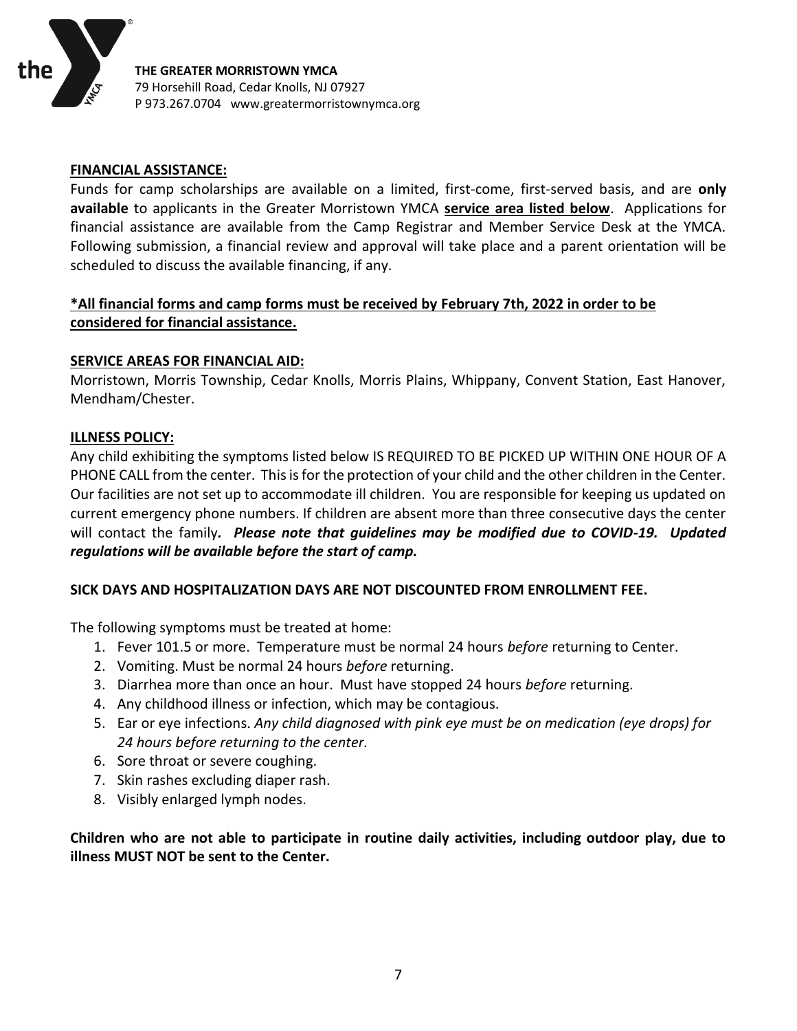**THE GREATER MORRISTOWN YMCA**
79 Horsehill Road, Cedar Knolls, NJ 07927
P 973.267.0704 www.greatermorristownymca.org

## FINANCIAL ASSISTANCE:

Funds for camp scholarships are available on a limited, first-come, first-served basis, and are **only available** to applicants in the Greater Morristown YMCA **service area listed below**. Applications for financial assistance are available from the Camp Registrar and Member Service Desk at the YMCA. Following submission, a financial review and approval will take place and a parent orientation will be scheduled to discuss the available financing, if any.

**\*All financial forms and camp forms must be received by February 7th, 2022 in order to be considered for financial assistance.**

## SERVICE AREAS FOR FINANCIAL AID:

Morristown, Morris Township, Cedar Knolls, Morris Plains, Whippany, Convent Station, East Hanover, Mendham/Chester.

## ILLNESS POLICY:

Any child exhibiting the symptoms listed below IS REQUIRED TO BE PICKED UP WITHIN ONE HOUR OF A PHONE CALL from the center. This is for the protection of your child and the other children in the Center. Our facilities are not set up to accommodate ill children. You are responsible for keeping us updated on current emergency phone numbers. If children are absent more than three consecutive days the center will contact the family*. **Please note that guidelines may be modified due to COVID-19. Updated regulations will be available before the start of camp.***

**SICK DAYS AND HOSPITALIZATION DAYS ARE NOT DISCOUNTED FROM ENROLLMENT FEE.**

The following symptoms must be treated at home:

1. Fever 101.5 or more. Temperature must be normal 24 hours *before* returning to Center.
2. Vomiting. Must be normal 24 hours *before* returning.
3. Diarrhea more than once an hour. Must have stopped 24 hours *before* returning.
4. Any childhood illness or infection, which may be contagious.
5. Ear or eye infections. *Any child diagnosed with pink eye must be on medication (eye drops) for 24 hours before returning to the center.*
6. Sore throat or severe coughing.
7. Skin rashes excluding diaper rash.
8. Visibly enlarged lymph nodes.

**Children who are not able to participate in routine daily activities, including outdoor play, due to illness MUST NOT be sent to the Center.**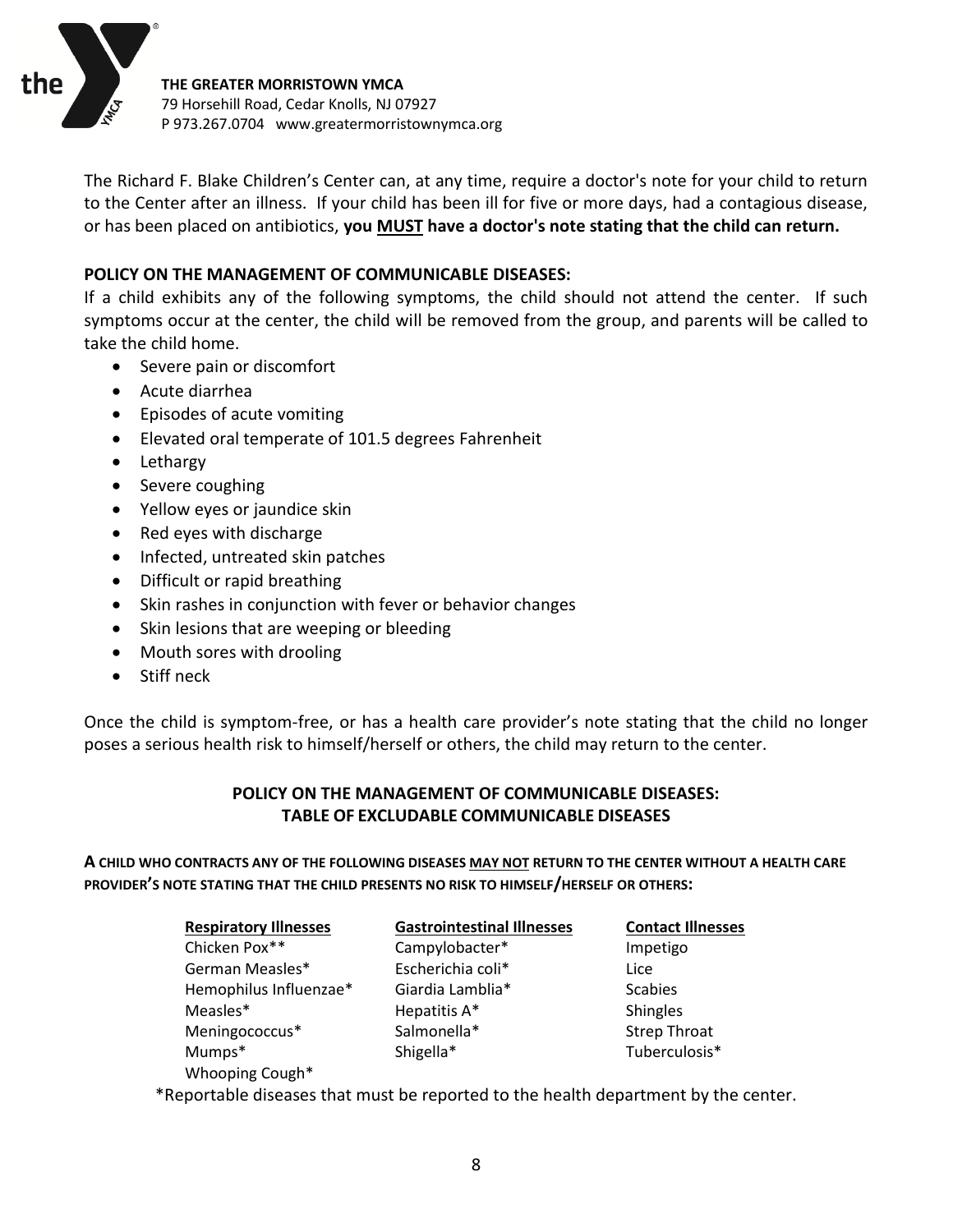The Richard F. Blake Children's Center can, at any time, require a doctor's note for your child to return to the Center after an illness. If your child has been ill for five or more days, had a contagious disease, or has been placed on antibiotics, **you MUST have a doctor's note stating that the child can return.**

**POLICY ON THE MANAGEMENT OF COMMUNICABLE DISEASES:**

If a child exhibits any of the following symptoms, the child should not attend the center. If such symptoms occur at the center, the child will be removed from the group, and parents will be called to take the child home.

- Severe pain or discomfort
- Acute diarrhea
- Episodes of acute vomiting
- Elevated oral temperate of 101.5 degrees Fahrenheit
- Lethargy
- Severe coughing
- Yellow eyes or jaundice skin
- Red eyes with discharge
- Infected, untreated skin patches
- Difficult or rapid breathing
- Skin rashes in conjunction with fever or behavior changes
- Skin lesions that are weeping or bleeding
- Mouth sores with drooling
- Stiff neck

Once the child is symptom-free, or has a health care provider's note stating that the child no longer poses a serious health risk to himself/herself or others, the child may return to the center.

**POLICY ON THE MANAGEMENT OF COMMUNICABLE DISEASES:**
**TABLE OF EXCLUDABLE COMMUNICABLE DISEASES**

**A CHILD WHO CONTRACTS ANY OF THE FOLLOWING DISEASES MAY NOT RETURN TO THE CENTER WITHOUT A HEALTH CARE PROVIDER'S NOTE STATING THAT THE CHILD PRESENTS NO RISK TO HIMSELF/HERSELF OR OTHERS:**

| Respiratory Illnesses | Gastrointestinal Illnesses | Contact Illnesses |
|---|---|---|
| Chicken Pox** | Campylobacter* | Impetigo |
| German Measles* | Escherichia coli* | Lice |
| Hemophilus Influenzae* | Giardia Lamblia* | Scabies |
| Measles* | Hepatitis A* | Shingles |
| Meningococcus* | Salmonella* | Strep Throat |
| Mumps* | Shigella* | Tuberculosis* |
| Whooping Cough* | | |

*Reportable diseases that must be reported to the health department by the center.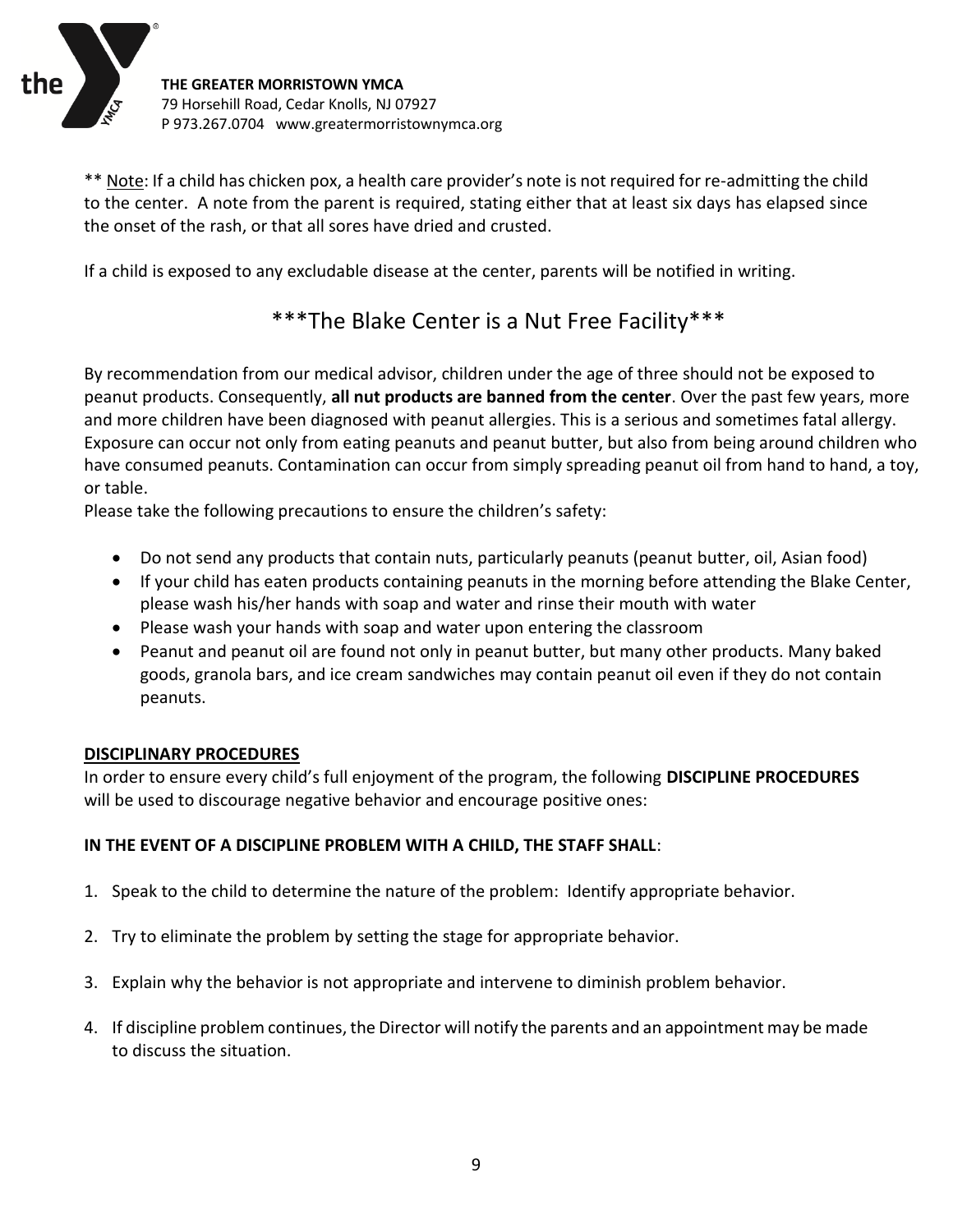** Note: If a child has chicken pox, a health care provider's note is not required for re-admitting the child to the center. A note from the parent is required, stating either that at least six days has elapsed since the onset of the rash, or that all sores have dried and crusted.

If a child is exposed to any excludable disease at the center, parents will be notified in writing.

## ***The Blake Center is a Nut Free Facility***

By recommendation from our medical advisor, children under the age of three should not be exposed to peanut products. Consequently, **all nut products are banned from the center**. Over the past few years, more and more children have been diagnosed with peanut allergies. This is a serious and sometimes fatal allergy. Exposure can occur not only from eating peanuts and peanut butter, but also from being around children who have consumed peanuts. Contamination can occur from simply spreading peanut oil from hand to hand, a toy, or table.

Please take the following precautions to ensure the children's safety:

- Do not send any products that contain nuts, particularly peanuts (peanut butter, oil, Asian food)
- If your child has eaten products containing peanuts in the morning before attending the Blake Center, please wash his/her hands with soap and water and rinse their mouth with water
- Please wash your hands with soap and water upon entering the classroom
- Peanut and peanut oil are found not only in peanut butter, but many other products. Many baked goods, granola bars, and ice cream sandwiches may contain peanut oil even if they do not contain peanuts.

### DISCIPLINARY PROCEDURES

In order to ensure every child's full enjoyment of the program, the following **DISCIPLINE PROCEDURES** will be used to discourage negative behavior and encourage positive ones:

**IN THE EVENT OF A DISCIPLINE PROBLEM WITH A CHILD, THE STAFF SHALL**:

1. Speak to the child to determine the nature of the problem: Identify appropriate behavior.
2. Try to eliminate the problem by setting the stage for appropriate behavior.
3. Explain why the behavior is not appropriate and intervene to diminish problem behavior.
4. If discipline problem continues, the Director will notify the parents and an appointment may be made to discuss the situation.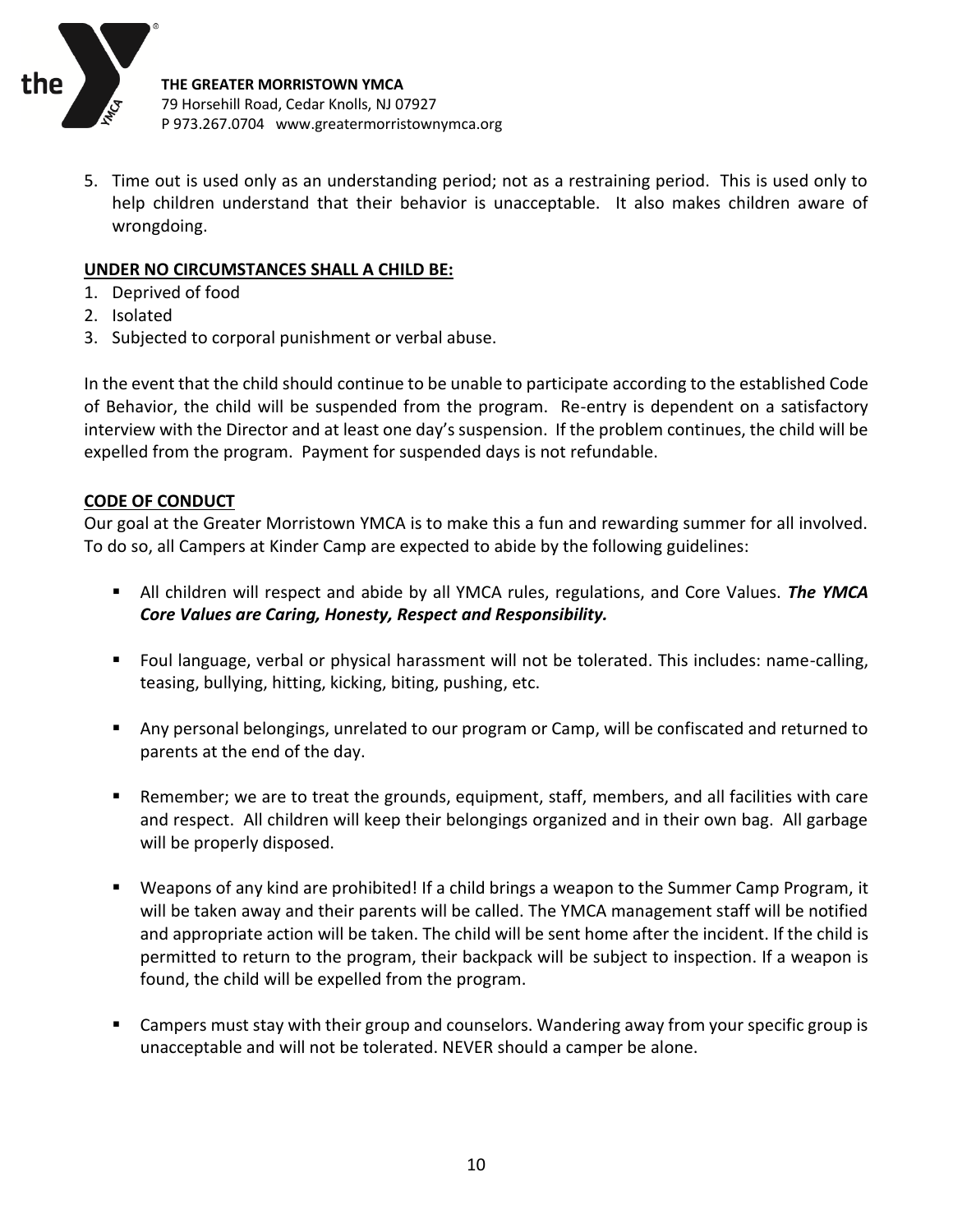5. Time out is used only as an understanding period; not as a restraining period. This is used only to help children understand that their behavior is unacceptable. It also makes children aware of wrongdoing.

**UNDER NO CIRCUMSTANCES SHALL A CHILD BE:**

1. Deprived of food
2. Isolated
3. Subjected to corporal punishment or verbal abuse.

In the event that the child should continue to be unable to participate according to the established Code of Behavior, the child will be suspended from the program. Re-entry is dependent on a satisfactory interview with the Director and at least one day's suspension. If the problem continues, the child will be expelled from the program. Payment for suspended days is not refundable.

**CODE OF CONDUCT**

Our goal at the Greater Morristown YMCA is to make this a fun and rewarding summer for all involved. To do so, all Campers at Kinder Camp are expected to abide by the following guidelines:

- All children will respect and abide by all YMCA rules, regulations, and Core Values. ***The YMCA Core Values are Caring, Honesty, Respect and Responsibility.***
- Foul language, verbal or physical harassment will not be tolerated. This includes: name-calling, teasing, bullying, hitting, kicking, biting, pushing, etc.
- Any personal belongings, unrelated to our program or Camp, will be confiscated and returned to parents at the end of the day.
- Remember; we are to treat the grounds, equipment, staff, members, and all facilities with care and respect. All children will keep their belongings organized and in their own bag. All garbage will be properly disposed.
- Weapons of any kind are prohibited! If a child brings a weapon to the Summer Camp Program, it will be taken away and their parents will be called. The YMCA management staff will be notified and appropriate action will be taken. The child will be sent home after the incident. If the child is permitted to return to the program, their backpack will be subject to inspection. If a weapon is found, the child will be expelled from the program.
- Campers must stay with their group and counselors. Wandering away from your specific group is unacceptable and will not be tolerated. NEVER should a camper be alone.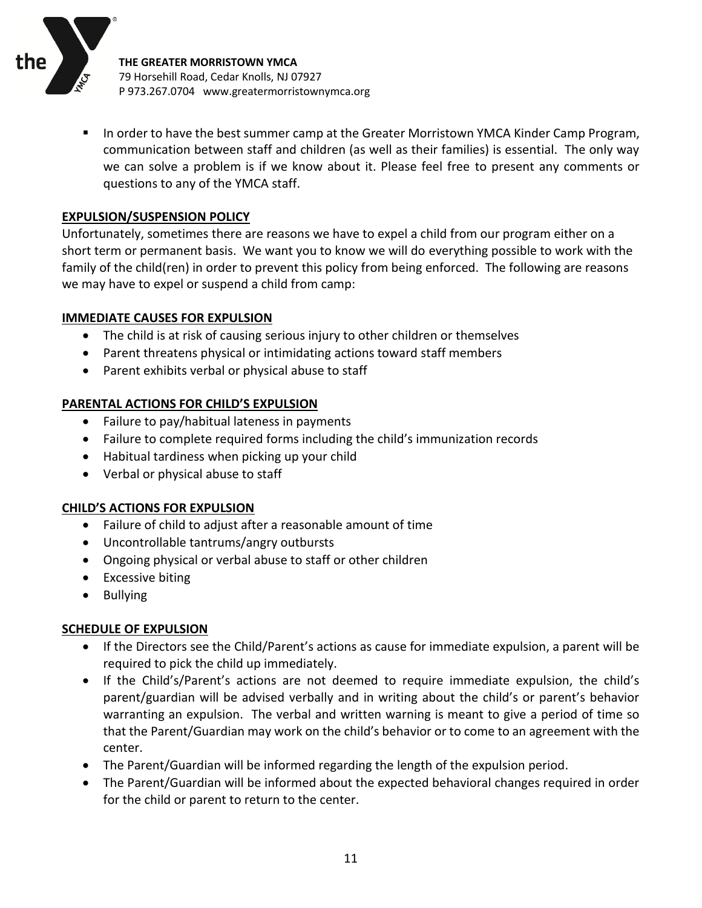- In order to have the best summer camp at the Greater Morristown YMCA Kinder Camp Program, communication between staff and children (as well as their families) is essential. The only way we can solve a problem is if we know about it. Please feel free to present any comments or questions to any of the YMCA staff.

## EXPULSION/SUSPENSION POLICY

Unfortunately, sometimes there are reasons we have to expel a child from our program either on a short term or permanent basis. We want you to know we will do everything possible to work with the family of the child(ren) in order to prevent this policy from being enforced. The following are reasons we may have to expel or suspend a child from camp:

## IMMEDIATE CAUSES FOR EXPULSION

- The child is at risk of causing serious injury to other children or themselves
- Parent threatens physical or intimidating actions toward staff members
- Parent exhibits verbal or physical abuse to staff

## PARENTAL ACTIONS FOR CHILD'S EXPULSION

- Failure to pay/habitual lateness in payments
- Failure to complete required forms including the child's immunization records
- Habitual tardiness when picking up your child
- Verbal or physical abuse to staff

## CHILD'S ACTIONS FOR EXPULSION

- Failure of child to adjust after a reasonable amount of time
- Uncontrollable tantrums/angry outbursts
- Ongoing physical or verbal abuse to staff or other children
- Excessive biting
- Bullying

## SCHEDULE OF EXPULSION

- If the Directors see the Child/Parent's actions as cause for immediate expulsion, a parent will be required to pick the child up immediately.
- If the Child's/Parent's actions are not deemed to require immediate expulsion, the child's parent/guardian will be advised verbally and in writing about the child's or parent's behavior warranting an expulsion. The verbal and written warning is meant to give a period of time so that the Parent/Guardian may work on the child's behavior or to come to an agreement with the center.
- The Parent/Guardian will be informed regarding the length of the expulsion period.
- The Parent/Guardian will be informed about the expected behavioral changes required in order for the child or parent to return to the center.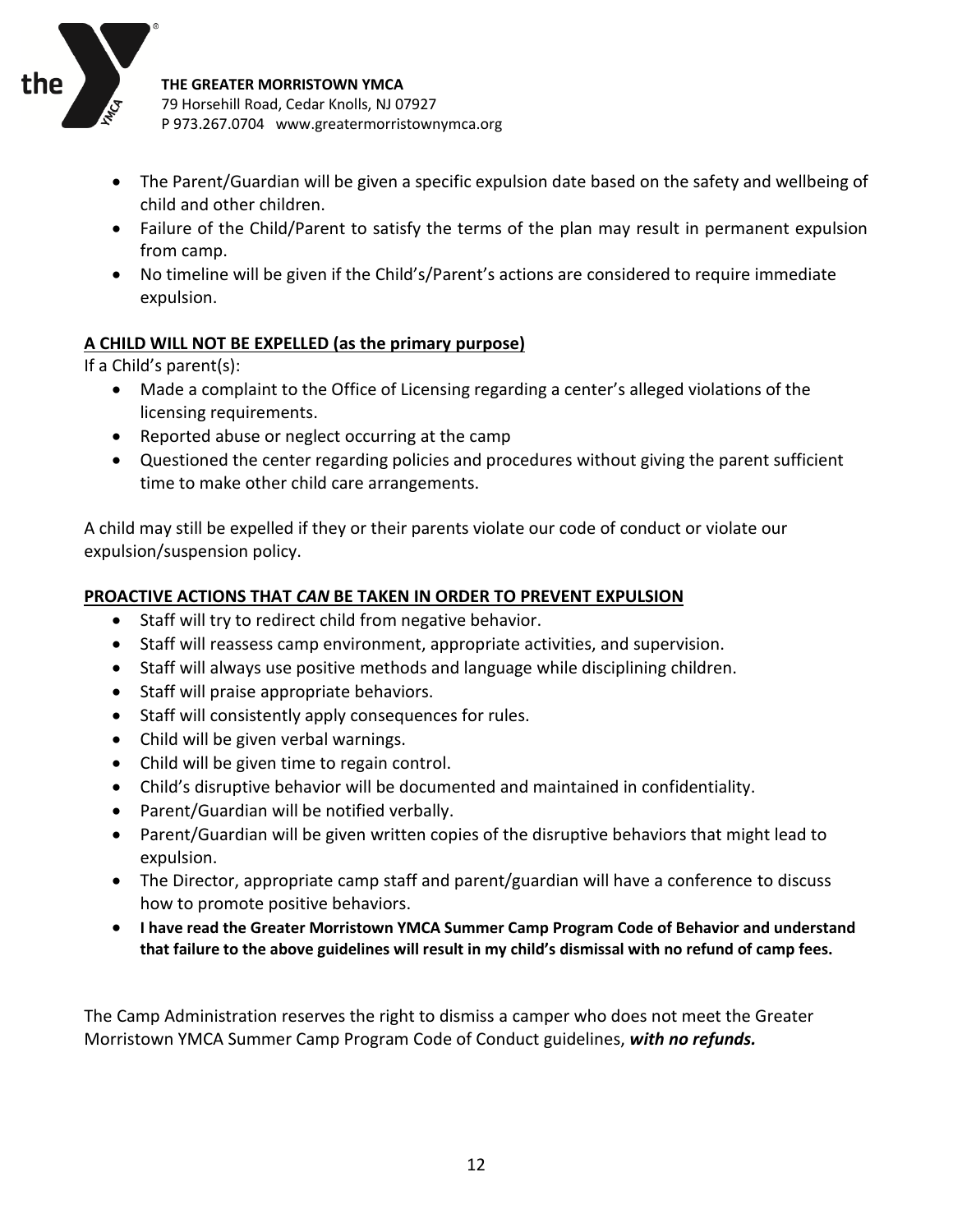- The Parent/Guardian will be given a specific expulsion date based on the safety and wellbeing of child and other children.
- Failure of the Child/Parent to satisfy the terms of the plan may result in permanent expulsion from camp.
- No timeline will be given if the Child's/Parent's actions are considered to require immediate expulsion.

**A CHILD WILL NOT BE EXPELLED (as the primary purpose)**

If a Child's parent(s):

- Made a complaint to the Office of Licensing regarding a center's alleged violations of the licensing requirements.
- Reported abuse or neglect occurring at the camp
- Questioned the center regarding policies and procedures without giving the parent sufficient time to make other child care arrangements.

A child may still be expelled if they or their parents violate our code of conduct or violate our expulsion/suspension policy.

**PROACTIVE ACTIONS THAT *CAN* BE TAKEN IN ORDER TO PREVENT EXPULSION**

- Staff will try to redirect child from negative behavior.
- Staff will reassess camp environment, appropriate activities, and supervision.
- Staff will always use positive methods and language while disciplining children.
- Staff will praise appropriate behaviors.
- Staff will consistently apply consequences for rules.
- Child will be given verbal warnings.
- Child will be given time to regain control.
- Child's disruptive behavior will be documented and maintained in confidentiality.
- Parent/Guardian will be notified verbally.
- Parent/Guardian will be given written copies of the disruptive behaviors that might lead to expulsion.
- The Director, appropriate camp staff and parent/guardian will have a conference to discuss how to promote positive behaviors.
- **I have read the Greater Morristown YMCA Summer Camp Program Code of Behavior and understand that failure to the above guidelines will result in my child's dismissal with no refund of camp fees.**

The Camp Administration reserves the right to dismiss a camper who does not meet the Greater Morristown YMCA Summer Camp Program Code of Conduct guidelines, ***with no refunds.***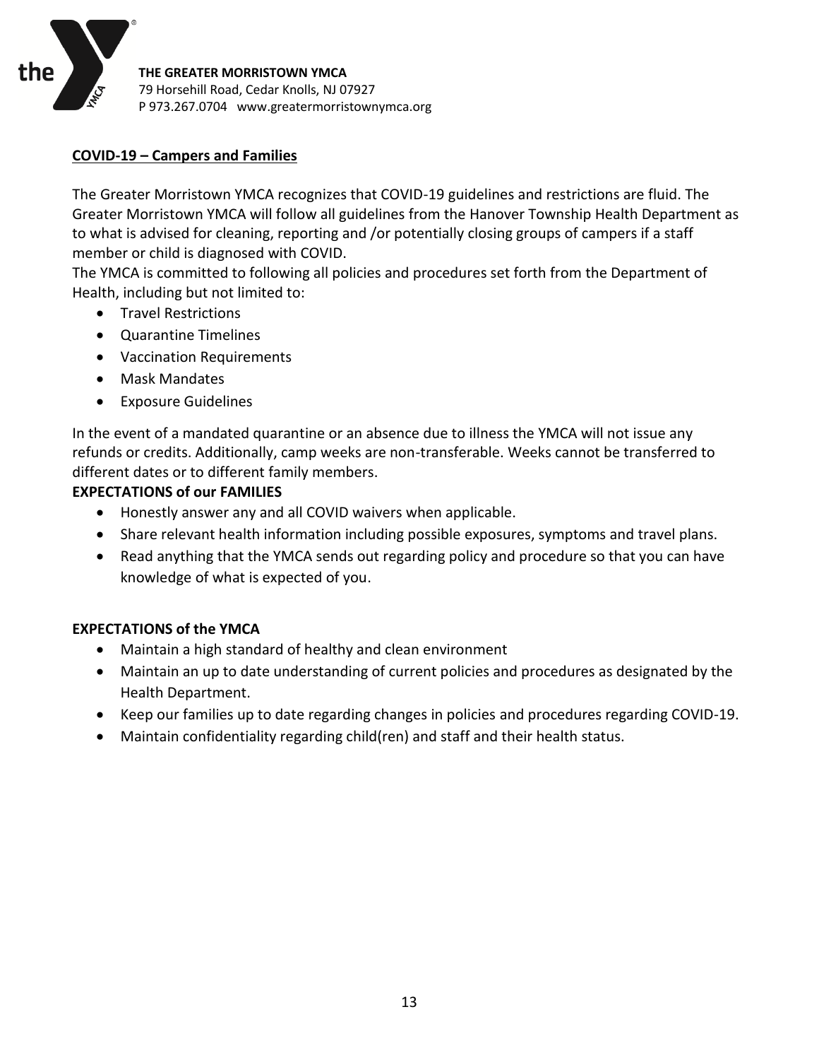**THE GREATER MORRISTOWN YMCA**
79 Horsehill Road, Cedar Knolls, NJ 07927
P 973.267.0704 www.greatermorristownymca.org

## COVID-19 – Campers and Families

The Greater Morristown YMCA recognizes that COVID-19 guidelines and restrictions are fluid. The Greater Morristown YMCA will follow all guidelines from the Hanover Township Health Department as to what is advised for cleaning, reporting and /or potentially closing groups of campers if a staff member or child is diagnosed with COVID.

The YMCA is committed to following all policies and procedures set forth from the Department of Health, including but not limited to:

- Travel Restrictions
- Quarantine Timelines
- Vaccination Requirements
- Mask Mandates
- Exposure Guidelines

In the event of a mandated quarantine or an absence due to illness the YMCA will not issue any refunds or credits. Additionally, camp weeks are non-transferable. Weeks cannot be transferred to different dates or to different family members.

### EXPECTATIONS of our FAMILIES

- Honestly answer any and all COVID waivers when applicable.
- Share relevant health information including possible exposures, symptoms and travel plans.
- Read anything that the YMCA sends out regarding policy and procedure so that you can have knowledge of what is expected of you.

### EXPECTATIONS of the YMCA

- Maintain a high standard of healthy and clean environment
- Maintain an up to date understanding of current policies and procedures as designated by the Health Department.
- Keep our families up to date regarding changes in policies and procedures regarding COVID-19.
- Maintain confidentiality regarding child(ren) and staff and their health status.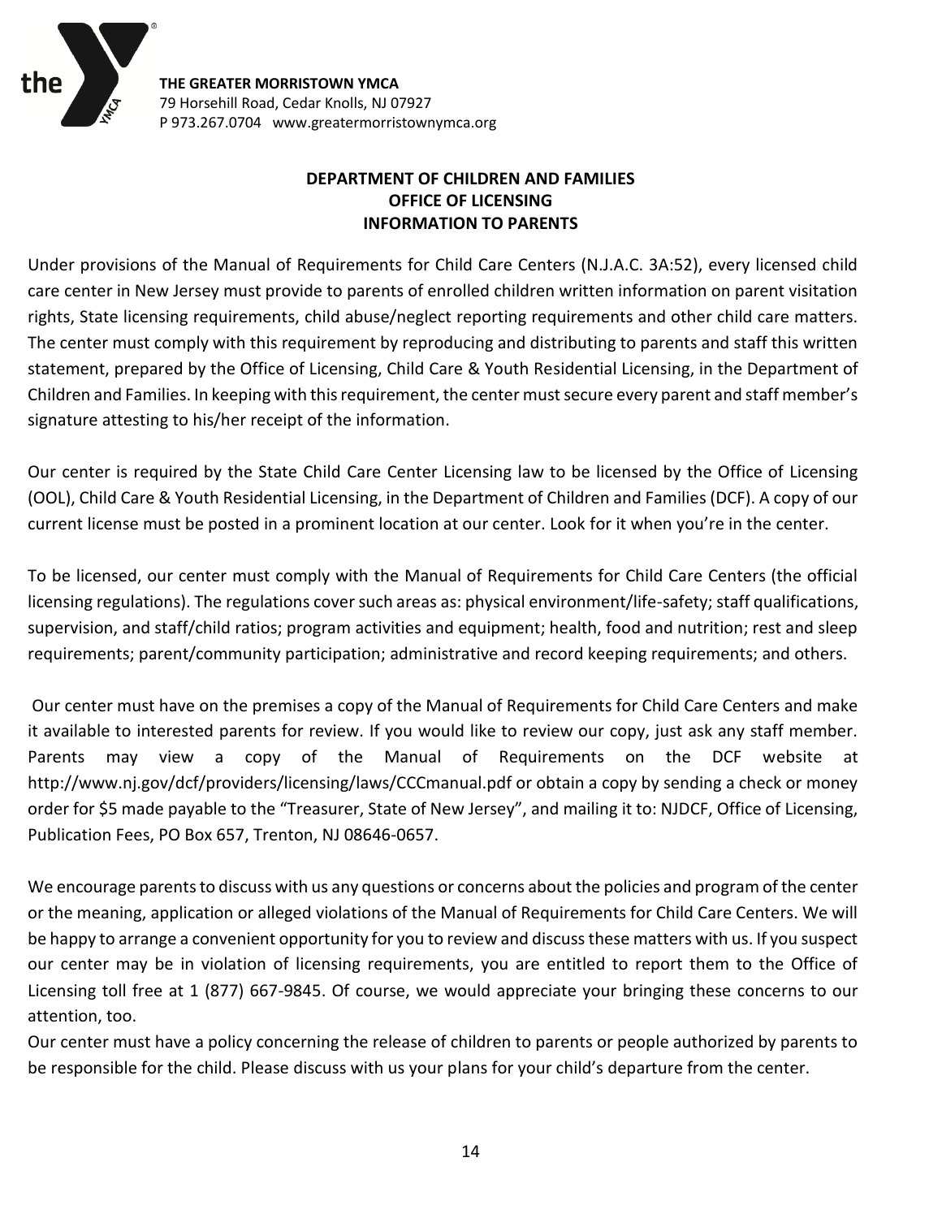**THE GREATER MORRISTOWN YMCA**
79 Horsehill Road, Cedar Knolls, NJ 07927
P 973.267.0704 www.greatermorristownymca.org

## DEPARTMENT OF CHILDREN AND FAMILIES
## OFFICE OF LICENSING
## INFORMATION TO PARENTS

Under provisions of the Manual of Requirements for Child Care Centers (N.J.A.C. 3A:52), every licensed child care center in New Jersey must provide to parents of enrolled children written information on parent visitation rights, State licensing requirements, child abuse/neglect reporting requirements and other child care matters. The center must comply with this requirement by reproducing and distributing to parents and staff this written statement, prepared by the Office of Licensing, Child Care & Youth Residential Licensing, in the Department of Children and Families. In keeping with this requirement, the center must secure every parent and staff member's signature attesting to his/her receipt of the information.

Our center is required by the State Child Care Center Licensing law to be licensed by the Office of Licensing (OOL), Child Care & Youth Residential Licensing, in the Department of Children and Families (DCF). A copy of our current license must be posted in a prominent location at our center. Look for it when you're in the center.

To be licensed, our center must comply with the Manual of Requirements for Child Care Centers (the official licensing regulations). The regulations cover such areas as: physical environment/life-safety; staff qualifications, supervision, and staff/child ratios; program activities and equipment; health, food and nutrition; rest and sleep requirements; parent/community participation; administrative and record keeping requirements; and others.

Our center must have on the premises a copy of the Manual of Requirements for Child Care Centers and make it available to interested parents for review. If you would like to review our copy, just ask any staff member. Parents may view a copy of the Manual of Requirements on the DCF website at http://www.nj.gov/dcf/providers/licensing/laws/CCCmanual.pdf or obtain a copy by sending a check or money order for $5 made payable to the "Treasurer, State of New Jersey", and mailing it to: NJDCF, Office of Licensing, Publication Fees, PO Box 657, Trenton, NJ 08646-0657.

We encourage parents to discuss with us any questions or concerns about the policies and program of the center or the meaning, application or alleged violations of the Manual of Requirements for Child Care Centers. We will be happy to arrange a convenient opportunity for you to review and discuss these matters with us. If you suspect our center may be in violation of licensing requirements, you are entitled to report them to the Office of Licensing toll free at 1 (877) 667-9845. Of course, we would appreciate your bringing these concerns to our attention, too.

Our center must have a policy concerning the release of children to parents or people authorized by parents to be responsible for the child. Please discuss with us your plans for your child's departure from the center.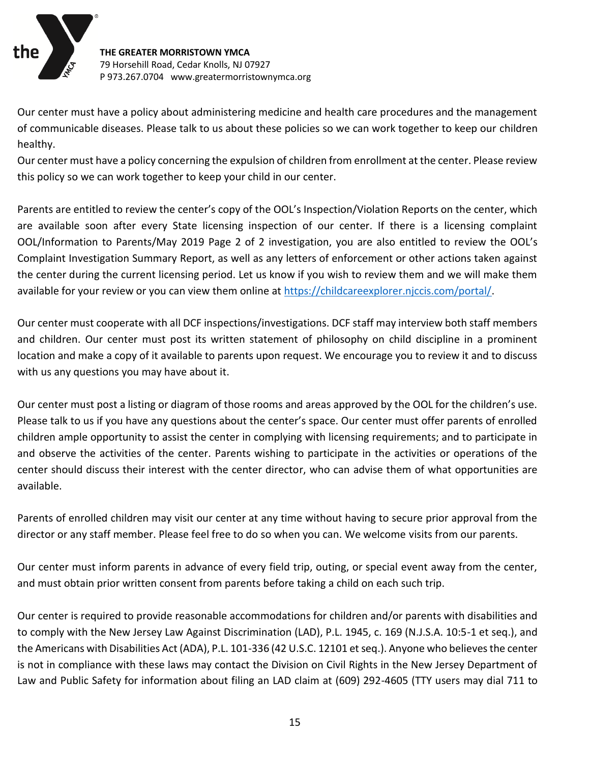Our center must have a policy about administering medicine and health care procedures and the management of communicable diseases. Please talk to us about these policies so we can work together to keep our children healthy.
Our center must have a policy concerning the expulsion of children from enrollment at the center. Please review this policy so we can work together to keep your child in our center.

Parents are entitled to review the center's copy of the OOL's Inspection/Violation Reports on the center, which are available soon after every State licensing inspection of our center. If there is a licensing complaint OOL/Information to Parents/May 2019 Page 2 of 2 investigation, you are also entitled to review the OOL's Complaint Investigation Summary Report, as well as any letters of enforcement or other actions taken against the center during the current licensing period. Let us know if you wish to review them and we will make them available for your review or you can view them online at https://childcareexplorer.njccis.com/portal/.

Our center must cooperate with all DCF inspections/investigations. DCF staff may interview both staff members and children. Our center must post its written statement of philosophy on child discipline in a prominent location and make a copy of it available to parents upon request. We encourage you to review it and to discuss with us any questions you may have about it.

Our center must post a listing or diagram of those rooms and areas approved by the OOL for the children's use. Please talk to us if you have any questions about the center's space. Our center must offer parents of enrolled children ample opportunity to assist the center in complying with licensing requirements; and to participate in and observe the activities of the center. Parents wishing to participate in the activities or operations of the center should discuss their interest with the center director, who can advise them of what opportunities are available.

Parents of enrolled children may visit our center at any time without having to secure prior approval from the director or any staff member. Please feel free to do so when you can. We welcome visits from our parents.

Our center must inform parents in advance of every field trip, outing, or special event away from the center, and must obtain prior written consent from parents before taking a child on each such trip.

Our center is required to provide reasonable accommodations for children and/or parents with disabilities and to comply with the New Jersey Law Against Discrimination (LAD), P.L. 1945, c. 169 (N.J.S.A. 10:5-1 et seq.), and the Americans with Disabilities Act (ADA), P.L. 101-336 (42 U.S.C. 12101 et seq.). Anyone who believes the center is not in compliance with these laws may contact the Division on Civil Rights in the New Jersey Department of Law and Public Safety for information about filing an LAD claim at (609) 292-4605 (TTY users may dial 711 to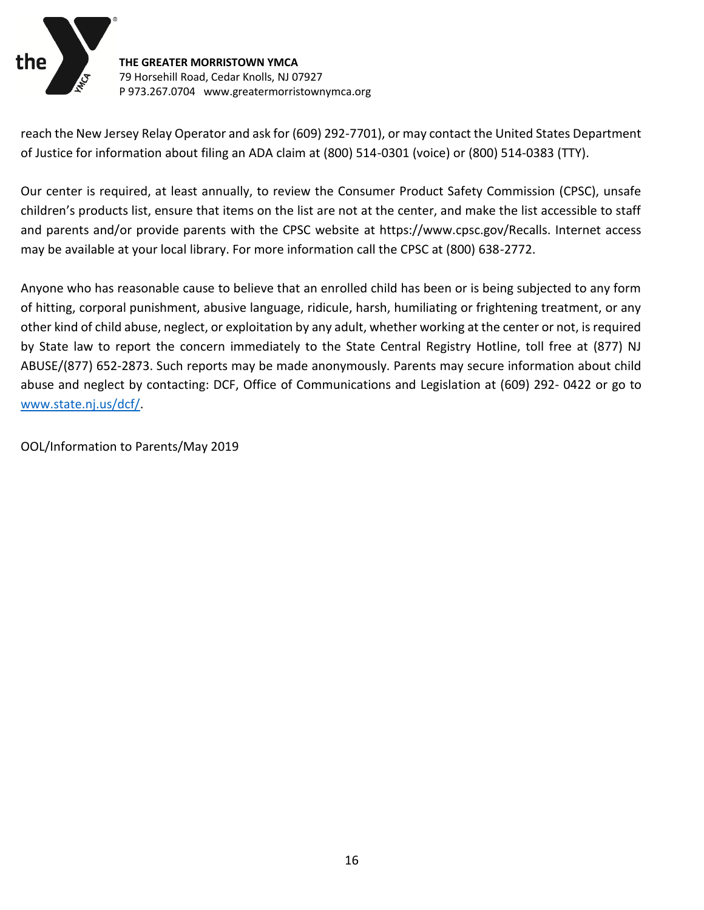reach the New Jersey Relay Operator and ask for (609) 292-7701), or may contact the United States Department of Justice for information about filing an ADA claim at (800) 514-0301 (voice) or (800) 514-0383 (TTY).

Our center is required, at least annually, to review the Consumer Product Safety Commission (CPSC), unsafe children's products list, ensure that items on the list are not at the center, and make the list accessible to staff and parents and/or provide parents with the CPSC website at https://www.cpsc.gov/Recalls. Internet access may be available at your local library. For more information call the CPSC at (800) 638-2772.

Anyone who has reasonable cause to believe that an enrolled child has been or is being subjected to any form of hitting, corporal punishment, abusive language, ridicule, harsh, humiliating or frightening treatment, or any other kind of child abuse, neglect, or exploitation by any adult, whether working at the center or not, is required by State law to report the concern immediately to the State Central Registry Hotline, toll free at (877) NJ ABUSE/(877) 652-2873. Such reports may be made anonymously. Parents may secure information about child abuse and neglect by contacting: DCF, Office of Communications and Legislation at (609) 292- 0422 or go to [www.state.nj.us/dcf/](www.state.nj.us/dcf/).

OOL/Information to Parents/May 2019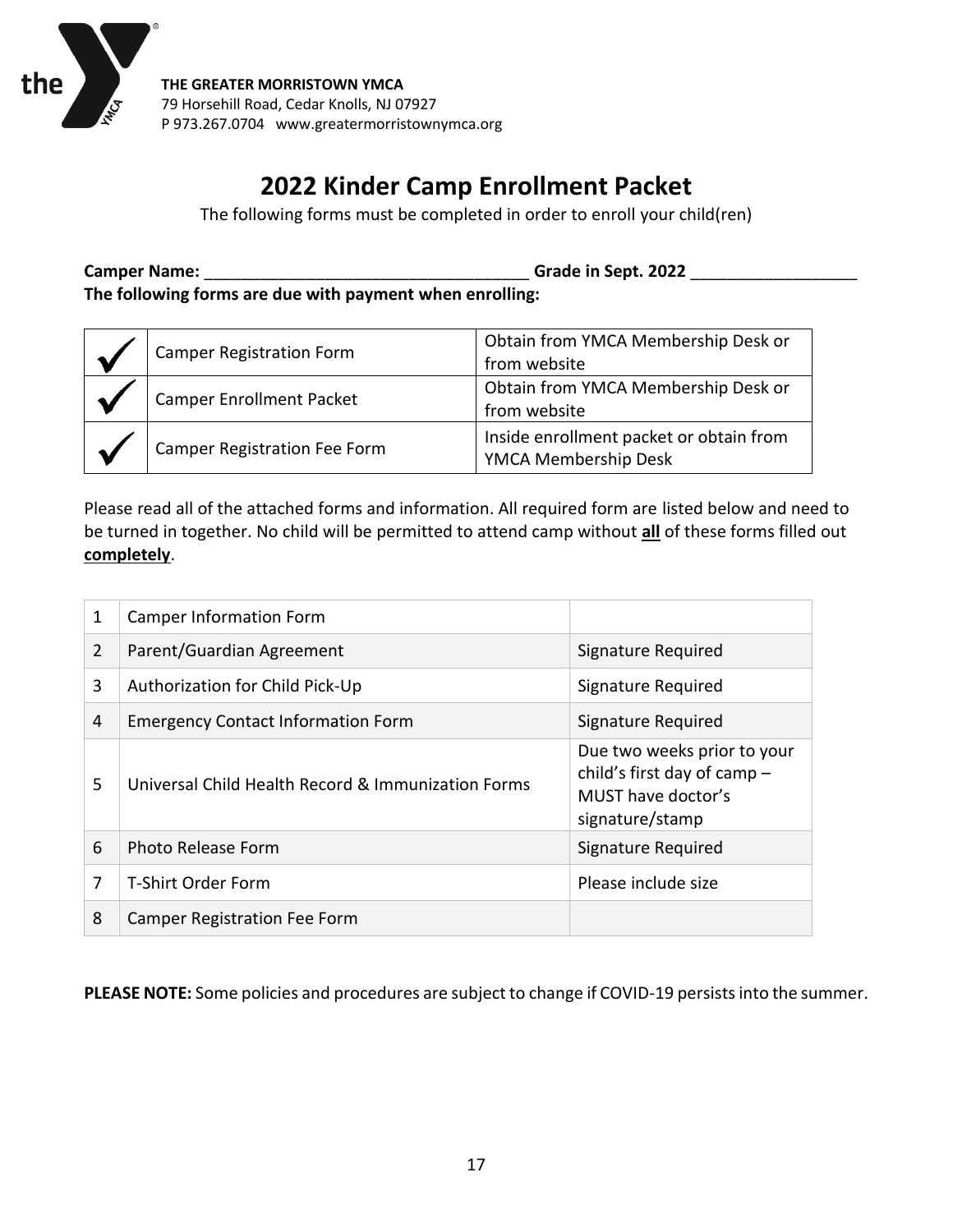**THE GREATER MORRISTOWN YMCA**
79 Horsehill Road, Cedar Knolls, NJ 07927
P 973.267.0704 www.greatermorristownymca.org

# 2022 Kinder Camp Enrollment Packet

The following forms must be completed in order to enroll your child(ren)

**Camper Name:** ___________________________________ **Grade in Sept. 2022** __________________

**The following forms are due with payment when enrolling:**

| | | |
|---|---|---|
| ✓ | Camper Registration Form | Obtain from YMCA Membership Desk or from website |
| ✓ | Camper Enrollment Packet | Obtain from YMCA Membership Desk or from website |
| ✓ | Camper Registration Fee Form | Inside enrollment packet or obtain from YMCA Membership Desk |

Please read all of the attached forms and information. All required form are listed below and need to be turned in together. No child will be permitted to attend camp without **all** of these forms filled out **completely**.

| | | |
|---|---|---|
| 1 | Camper Information Form | |
| 2 | Parent/Guardian Agreement | Signature Required |
| 3 | Authorization for Child Pick-Up | Signature Required |
| 4 | Emergency Contact Information Form | Signature Required |
| 5 | Universal Child Health Record & Immunization Forms | Due two weeks prior to your child's first day of camp – MUST have doctor's signature/stamp |
| 6 | Photo Release Form | Signature Required |
| 7 | T-Shirt Order Form | Please include size |
| 8 | Camper Registration Fee Form | |

**PLEASE NOTE:** Some policies and procedures are subject to change if COVID-19 persists into the summer.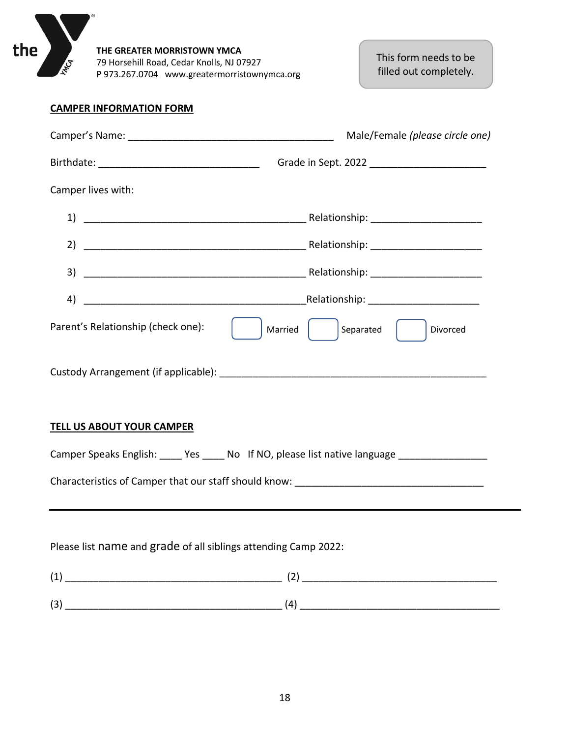**THE GREATER MORRISTOWN YMCA**
79 Horsehill Road, Cedar Knolls, NJ 07927
P 973.267.0704 www.greatermorristownymca.org

This form needs to be filled out completely.

**CAMPER INFORMATION FORM**

Camper's Name: ______________________________________ Male/Female *(please circle one)*

Birthdate: _____________________________ Grade in Sept. 2022 _____________________

Camper lives with:

1) _________________________________________ Relationship: ____________________
2) _________________________________________ Relationship: ____________________
3) _________________________________________ Relationship: ____________________
4) _________________________________________ Relationship: ____________________

Parent's Relationship (check one): ☐ Married ☐ Separated ☐ Divorced

Custody Arrangement (if applicable): _______________________________________________

**TELL US ABOUT YOUR CAMPER**

Camper Speaks English: ____ Yes ____ No If NO, please list native language ________________

Characteristics of Camper that our staff should know: __________________________________

---

Please list name and grade of all siblings attending Camp 2022:

(1) ________________________________________ (2) ___________________________________

(3) ________________________________________ (4) ___________________________________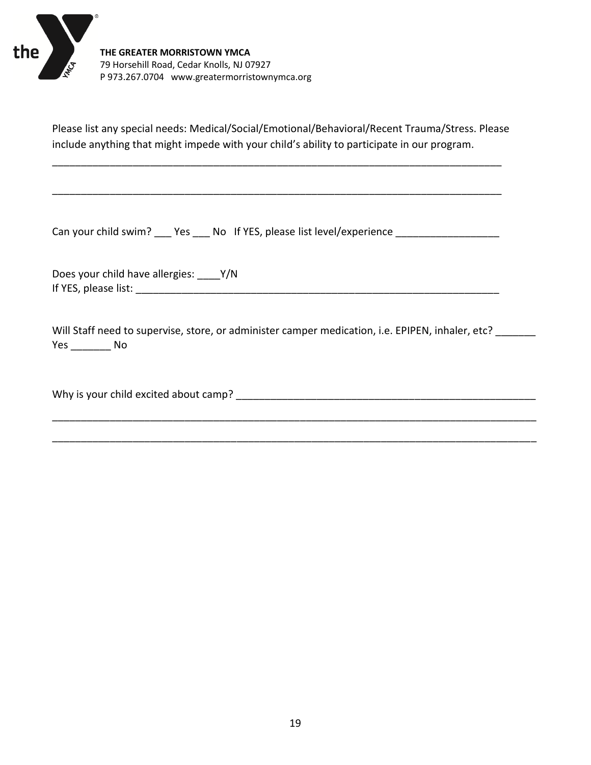**THE GREATER MORRISTOWN YMCA**
79 Horsehill Road, Cedar Knolls, NJ 07927
P 973.267.0704   www.greatermorristownymca.org

Please list any special needs: Medical/Social/Emotional/Behavioral/Recent Trauma/Stress. Please include anything that might impede with your child's ability to participate in our program.

_______________________________________________________________________________

_______________________________________________________________________________

Can your child swim? ___ Yes ___ No   If YES, please list level/experience __________________

Does your child have allergies: ____Y/N
If YES, please list: ____________________________________________________________________

Will Staff need to supervise, store, or administer camper medication, i.e. EPIPEN, inhaler, etc? _______ Yes _______ No

Why is your child excited about camp? ______________________________________________________

___________________________________________________________________________________

___________________________________________________________________________________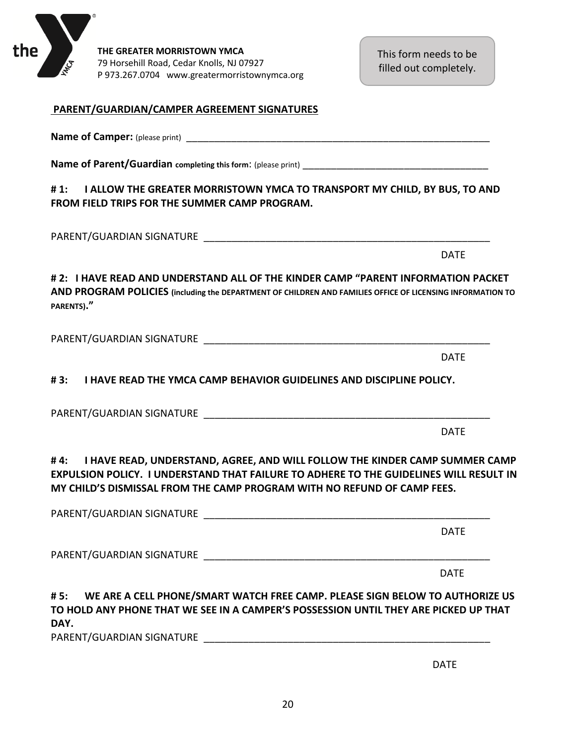**THE GREATER MORRISTOWN YMCA**
79 Horsehill Road, Cedar Knolls, NJ 07927
P 973.267.0704 www.greatermorristownymca.org

This form needs to be filled out completely.

**PARENT/GUARDIAN/CAMPER AGREEMENT SIGNATURES**

**Name of Camper:** (please print) ___________________________________________________________

**Name of Parent/Guardian completing this form**: (please print) _____________________________________

**# 1: I ALLOW THE GREATER MORRISTOWN YMCA TO TRANSPORT MY CHILD, BY BUS, TO AND FROM FIELD TRIPS FOR THE SUMMER CAMP PROGRAM.**

PARENT/GUARDIAN SIGNATURE _____________________________________________________

DATE

**# 2: I HAVE READ AND UNDERSTAND ALL OF THE KINDER CAMP "PARENT INFORMATION PACKET AND PROGRAM POLICIES (including the DEPARTMENT OF CHILDREN AND FAMILIES OFFICE OF LICENSING INFORMATION TO PARENTS)."**

PARENT/GUARDIAN SIGNATURE _____________________________________________________

DATE

**# 3: I HAVE READ THE YMCA CAMP BEHAVIOR GUIDELINES AND DISCIPLINE POLICY.**

PARENT/GUARDIAN SIGNATURE _____________________________________________________

DATE

**# 4: I HAVE READ, UNDERSTAND, AGREE, AND WILL FOLLOW THE KINDER CAMP SUMMER CAMP EXPULSION POLICY. I UNDERSTAND THAT FAILURE TO ADHERE TO THE GUIDELINES WILL RESULT IN MY CHILD'S DISMISSAL FROM THE CAMP PROGRAM WITH NO REFUND OF CAMP FEES.**

PARENT/GUARDIAN SIGNATURE _____________________________________________________

DATE

PARENT/GUARDIAN SIGNATURE _____________________________________________________

DATE

**# 5: WE ARE A CELL PHONE/SMART WATCH FREE CAMP. PLEASE SIGN BELOW TO AUTHORIZE US TO HOLD ANY PHONE THAT WE SEE IN A CAMPER'S POSSESSION UNTIL THEY ARE PICKED UP THAT DAY.**

PARENT/GUARDIAN SIGNATURE _____________________________________________________

DATE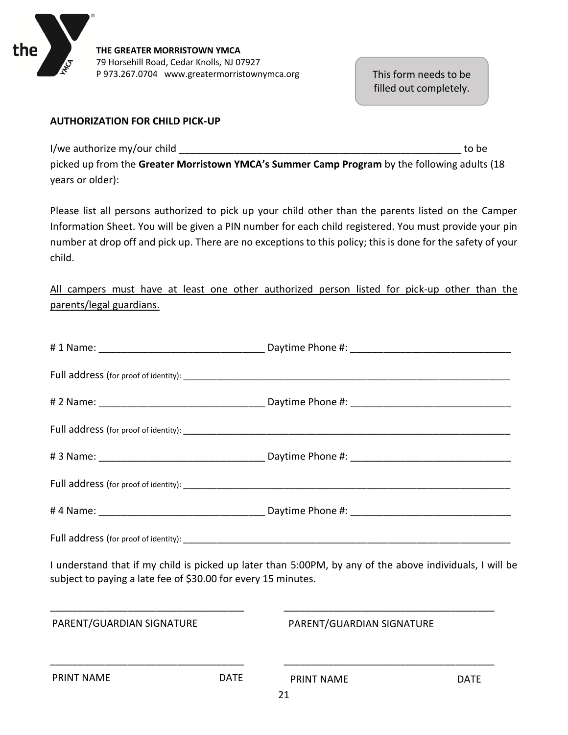**THE GREATER MORRISTOWN YMCA**
79 Horsehill Road, Cedar Knolls, NJ 07927
P 973.267.0704 www.greatermorristownymca.org

This form needs to be filled out completely.

**AUTHORIZATION FOR CHILD PICK-UP**

I/we authorize my/our child _____________________________________________________ to be picked up from the **Greater Morristown YMCA's Summer Camp Program** by the following adults (18 years or older):

Please list all persons authorized to pick up your child other than the parents listed on the Camper Information Sheet. You will be given a PIN number for each child registered. You must provide your pin number at drop off and pick up. There are no exceptions to this policy; this is done for the safety of your child.

<u>All campers must have at least one other authorized person listed for pick-up other than the parents/legal guardians.</u>

# 1 Name: ______________________________ Daytime Phone #: ______________________________

Full address (for proof of identity): _________________________________________________________________

# 2 Name: ______________________________ Daytime Phone #: ______________________________

Full address (for proof of identity): _________________________________________________________________

# 3 Name: ______________________________ Daytime Phone #: ______________________________

Full address (for proof of identity): _________________________________________________________________

# 4 Name: ______________________________ Daytime Phone #: ______________________________

Full address (for proof of identity): _________________________________________________________________

I understand that if my child is picked up later than 5:00PM, by any of the above individuals, I will be subject to paying a late fee of $30.00 for every 15 minutes.

___________________________________ ______________________________________
PARENT/GUARDIAN SIGNATURE PARENT/GUARDIAN SIGNATURE

___________________________________ ______________________________________
PRINT NAME DATE PRINT NAME DATE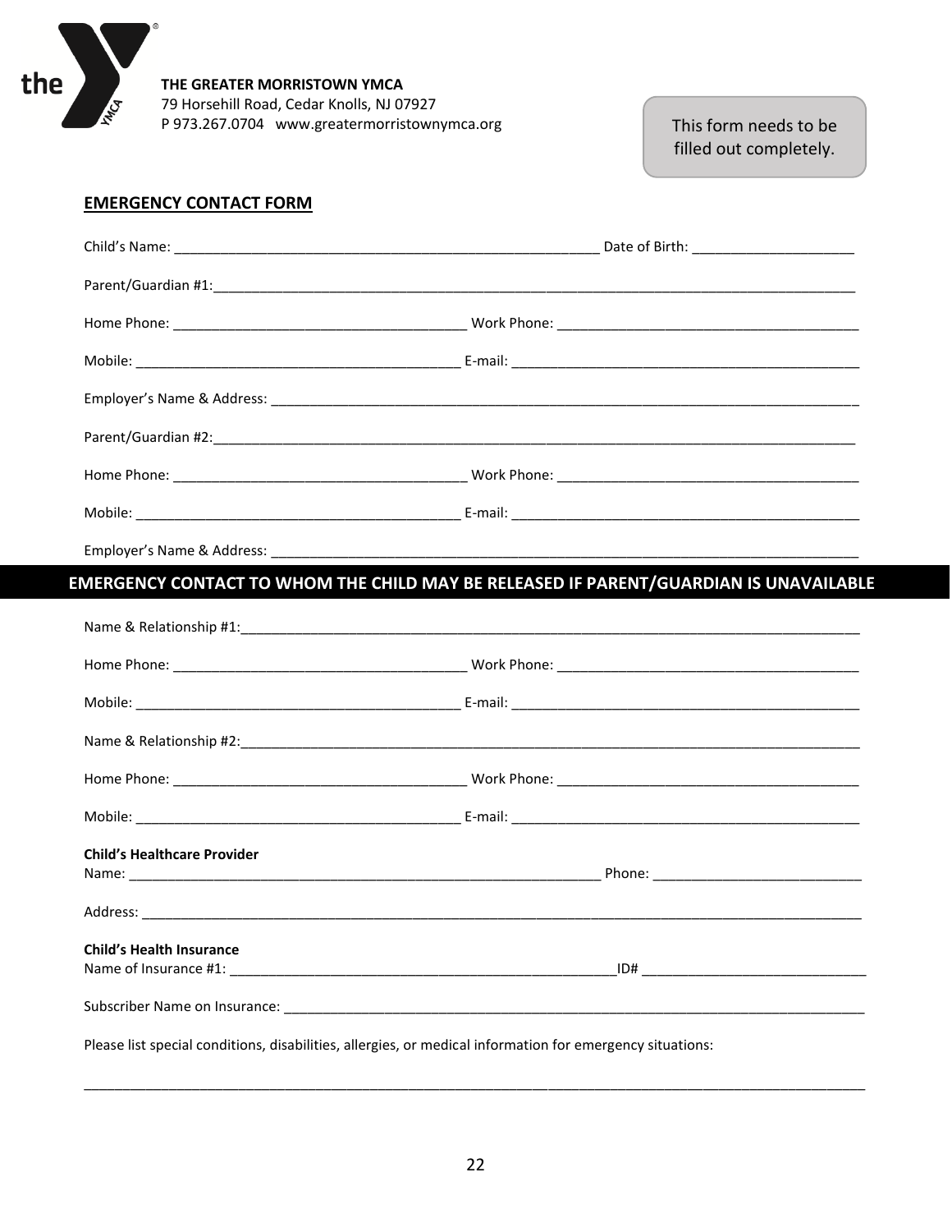THE GREATER MORRISTOWN YMCA
79 Horsehill Road, Cedar Knolls, NJ 07927
P 973.267.0704 www.greatermorristownymca.org

This form needs to be filled out completely.

**EMERGENCY CONTACT FORM**

Child's Name: ___________________________________________ Date of Birth: ____________________

Parent/Guardian #1:_____________________________________________________________________

Home Phone: ______________________________ Work Phone: ______________________________

Mobile: _________________________________ E-mail: ___________________________________

Employer's Name & Address: _______________________________________________________________

Parent/Guardian #2:_____________________________________________________________________

Home Phone: ______________________________ Work Phone: ______________________________

Mobile: _________________________________ E-mail: ___________________________________

Employer's Name & Address: _______________________________________________________________

## EMERGENCY CONTACT TO WHOM THE CHILD MAY BE RELEASED IF PARENT/GUARDIAN IS UNAVAILABLE

Name & Relationship #1:__________________________________________________________________

Home Phone: ______________________________ Work Phone: ______________________________

Mobile: _________________________________ E-mail: ___________________________________

Name & Relationship #2:__________________________________________________________________

Home Phone: ______________________________ Work Phone: ______________________________

Mobile: _________________________________ E-mail: ___________________________________

**Child's Healthcare Provider**
Name: ________________________________________________ Phone: ________________________

Address: ______________________________________________________________________________

**Child's Health Insurance**
Name of Insurance #1: _________________________________________ID# ________________________

Subscriber Name on Insurance: ____________________________________________________________

Please list special conditions, disabilities, allergies, or medical information for emergency situations:

_______________________________________________________________________________________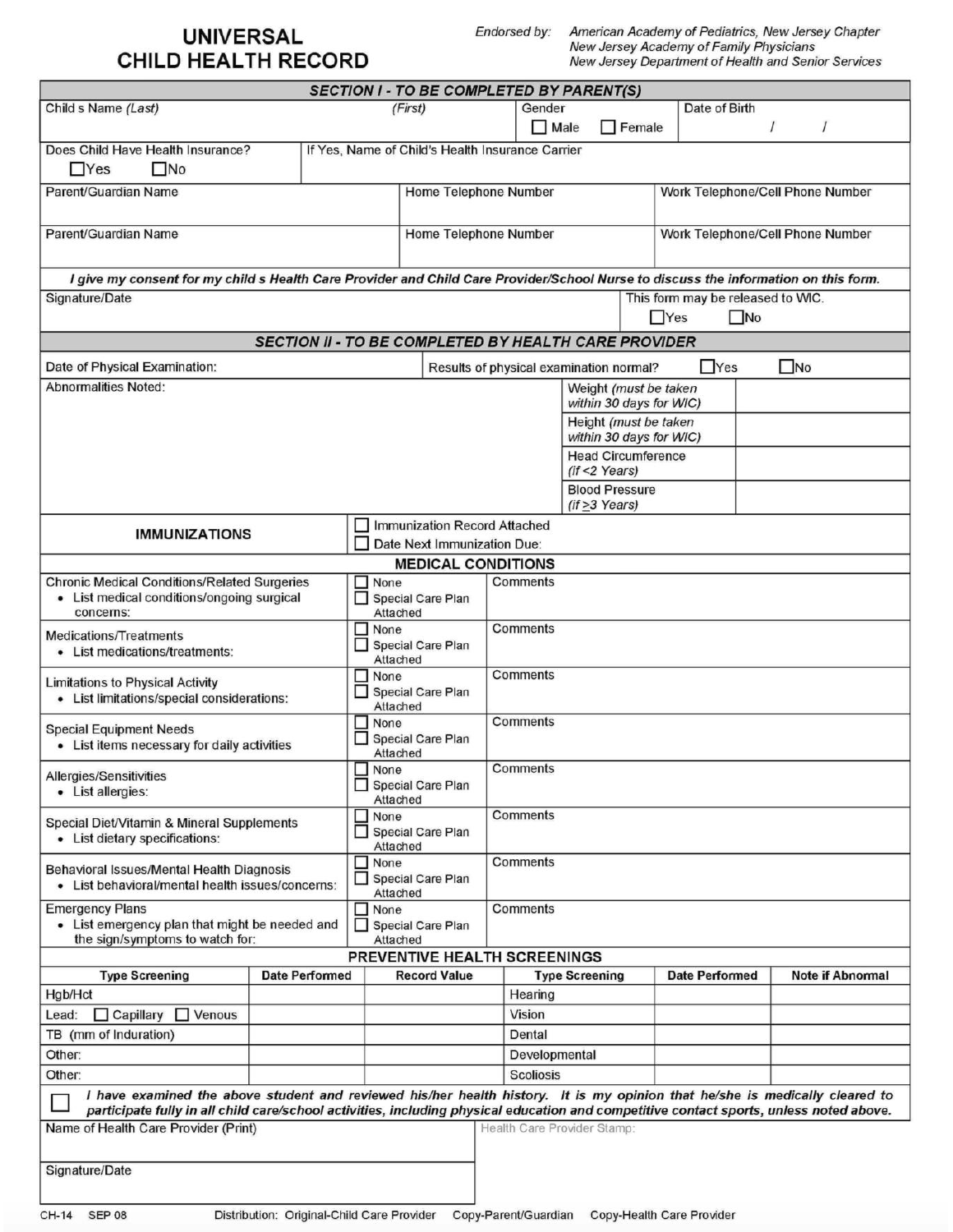# UNIVERSAL CHILD HEALTH RECORD

*Endorsed by:* *American Academy of Pediatrics, New Jersey Chapter*
*New Jersey Academy of Family Physicians*
*New Jersey Department of Health and Senior Services*

## SECTION I - TO BE COMPLETED BY PARENT(S)

| Child s Name *(Last)* | *(First)* | Gender ☐ Male ☐ Female | Date of Birth / / |
|---|---|---|---|

| Does Child Have Health Insurance? ☐Yes ☐No | If Yes, Name of Child's Health Insurance Carrier |
|---|---|

| Parent/Guardian Name | Home Telephone Number | Work Telephone/Cell Phone Number |
|---|---|---|
| Parent/Guardian Name | Home Telephone Number | Work Telephone/Cell Phone Number |

***I give my consent for my child s Health Care Provider and Child Care Provider/School Nurse to discuss the information on this form.***

| Signature/Date | This form may be released to WIC. ☐Yes ☐No |
|---|---|

## SECTION II - TO BE COMPLETED BY HEALTH CARE PROVIDER

| Date of Physical Examination: | Results of physical examination normal? ☐Yes ☐No |
|---|---|

| Abnormalities Noted: | Weight *(must be taken within 30 days for WIC)* | |
|---|---|---|
| | Height *(must be taken within 30 days for WIC)* | |
| | Head Circumference *(if <2 Years)* | |
| | Blood Pressure *(if ≥3 Years)* | |

| **IMMUNIZATIONS** | ☐ Immunization Record Attached<br>☐ Date Next Immunization Due: |
|---|---|

### MEDICAL CONDITIONS

| | | |
|---|---|---|
| Chronic Medical Conditions/Related Surgeries<br>• List medical conditions/ongoing surgical concerns: | ☐ None<br>☐ Special Care Plan Attached | Comments |
| Medications/Treatments<br>• List medications/treatments: | ☐ None<br>☐ Special Care Plan Attached | Comments |
| Limitations to Physical Activity<br>• List limitations/special considerations: | ☐ None<br>☐ Special Care Plan Attached | Comments |
| Special Equipment Needs<br>• List items necessary for daily activities | ☐ None<br>☐ Special Care Plan Attached | Comments |
| Allergies/Sensitivities<br>• List allergies: | ☐ None<br>☐ Special Care Plan Attached | Comments |
| Special Diet/Vitamin & Mineral Supplements<br>• List dietary specifications: | ☐ None<br>☐ Special Care Plan Attached | Comments |
| Behavioral Issues/Mental Health Diagnosis<br>• List behavioral/mental health issues/concerns: | ☐ None<br>☐ Special Care Plan Attached | Comments |
| Emergency Plans<br>• List emergency plan that might be needed and the sign/symptoms to watch for: | ☐ None<br>☐ Special Care Plan Attached | Comments |

### PREVENTIVE HEALTH SCREENINGS

| Type Screening | Date Performed | Record Value | Type Screening | Date Performed | Note if Abnormal |
|---|---|---|---|---|---|
| Hgb/Hct | | | Hearing | | |
| Lead: ☐ Capillary ☐ Venous | | | Vision | | |
| TB (mm of Induration) | | | Dental | | |
| Other: | | | Developmental | | |
| Other: | | | Scoliosis | | |

☐ ***I have examined the above student and reviewed his/her health history. It is my opinion that he/she is medically cleared to participate fully in all child care/school activities, including physical education and competitive contact sports, unless noted above.***

| Name of Health Care Provider (Print) | Health Care Provider Stamp: |
|---|---|
| Signature/Date | |

CH-14 SEP 08 Distribution: Original-Child Care Provider Copy-Parent/Guardian Copy-Health Care Provider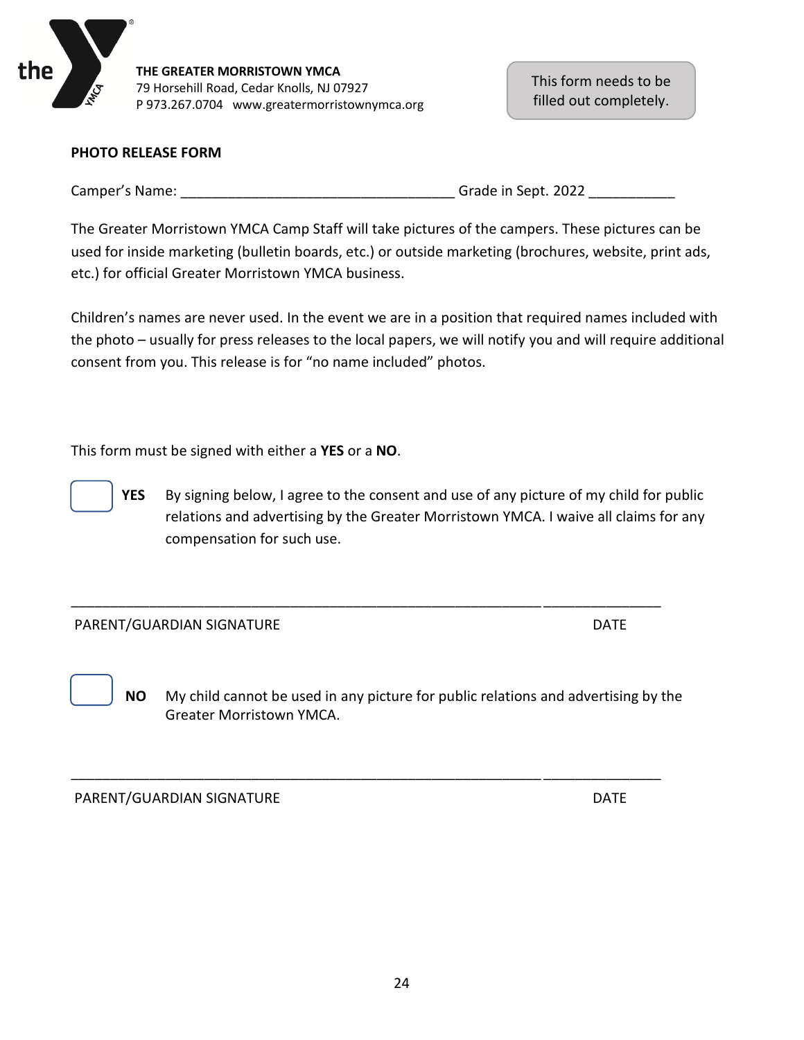**THE GREATER MORRISTOWN YMCA**
79 Horsehill Road, Cedar Knolls, NJ 07927
P 973.267.0704 www.greatermorristownymca.org

This form needs to be filled out completely.

**PHOTO RELEASE FORM**

Camper's Name: ___________________________________ Grade in Sept. 2022 ___________

The Greater Morristown YMCA Camp Staff will take pictures of the campers. These pictures can be used for inside marketing (bulletin boards, etc.) or outside marketing (brochures, website, print ads, etc.) for official Greater Morristown YMCA business.

Children's names are never used. In the event we are in a position that required names included with the photo – usually for press releases to the local papers, we will notify you and will require additional consent from you. This release is for "no name included" photos.

This form must be signed with either a **YES** or a **NO**.

☐ **YES** By signing below, I agree to the consent and use of any picture of my child for public relations and advertising by the Greater Morristown YMCA. I waive all claims for any compensation for such use.

_______________________________________________________________ _______________

PARENT/GUARDIAN SIGNATURE DATE

☐ **NO** My child cannot be used in any picture for public relations and advertising by the Greater Morristown YMCA.

_______________________________________________________________ _______________

PARENT/GUARDIAN SIGNATURE DATE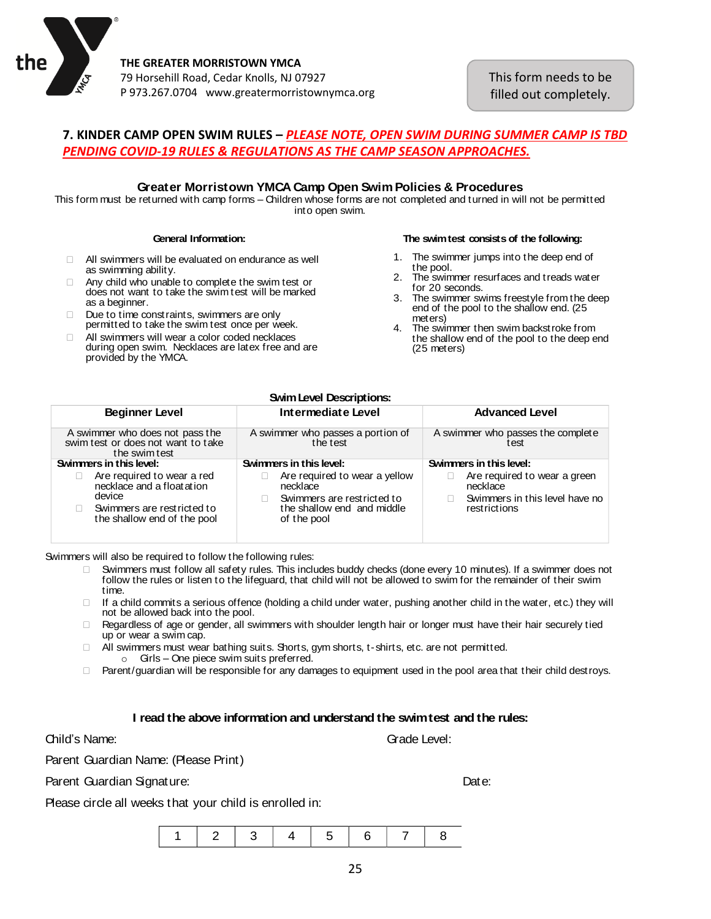THE GREATER MORRISTOWN YMCA
79 Horsehill Road, Cedar Knolls, NJ 07927
P 973.267.0704 www.greatermorristownymca.org

This form needs to be filled out completely.

## 7. KINDER CAMP OPEN SWIM RULES – *PLEASE NOTE, OPEN SWIM DURING SUMMER CAMP IS TBD PENDING COVID-19 RULES & REGULATIONS AS THE CAMP SEASON APPROACHES.*

### Greater Morristown YMCA Camp Open Swim Policies & Procedures

This form must be returned with camp forms – Children whose forms are not completed and turned in will not be permitted into open swim.

**General Information:**

- All swimmers will be evaluated on endurance as well as swimming ability.
- Any child who unable to complete the swim test or does not want to take the swim test will be marked as a beginner.
- Due to time constraints, swimmers are only permitted to take the swim test once per week.
- All swimmers will wear a color coded necklaces during open swim. Necklaces are latex free and are provided by the YMCA.

**The swim test consists of the following:**

1. The swimmer jumps into the deep end of the pool.
2. The swimmer resurfaces and treads water for 20 seconds.
3. The swimmer swims freestyle from the deep end of the pool to the shallow end. (25 meters)
4. The swimmer then swim backstroke from the shallow end of the pool to the deep end (25 meters)

**Swim Level Descriptions:**

| Beginner Level | Intermediate Level | Advanced Level |
|---|---|---|
| A swimmer who does not pass the swim test or does not want to take the swim test | A swimmer who passes a portion of the test | A swimmer who passes the complete test |
| **Swimmers in this level:** <br>- Are required to wear a red necklace and a floatation device <br>- Swimmers are restricted to the shallow end of the pool | **Swimmers in this level:** <br>- Are required to wear a yellow necklace <br>- Swimmers are restricted to the shallow end and middle of the pool | **Swimmers in this level:** <br>- Are required to wear a green necklace <br>- Swimmers in this level have no restrictions |

Swimmers will also be required to follow the following rules:

- Swimmers must follow all safety rules. This includes buddy checks (done every 10 minutes). If a swimmer does not follow the rules or listen to the lifeguard, that child will not be allowed to swim for the remainder of their swim time.
- If a child commits a serious offence (holding a child under water, pushing another child in the water, etc.) they will not be allowed back into the pool.
- Regardless of age or gender, all swimmers with shoulder length hair or longer must have their hair securely tied up or wear a swim cap.
- All swimmers must wear bathing suits. Shorts, gym shorts, t-shirts, etc. are not permitted.
  - Girls – One piece swim suits preferred.
- Parent/guardian will be responsible for any damages to equipment used in the pool area that their child destroys.

**I read the above information and understand the swim test and the rules:**

Child's Name: Grade Level:

Parent Guardian Name: (Please Print)

Parent Guardian Signature: Date:

Please circle all weeks that your child is enrolled in:

| 1 | 2 | 3 | 4 | 5 | 6 | 7 | 8 |
|---|---|---|---|---|---|---|---|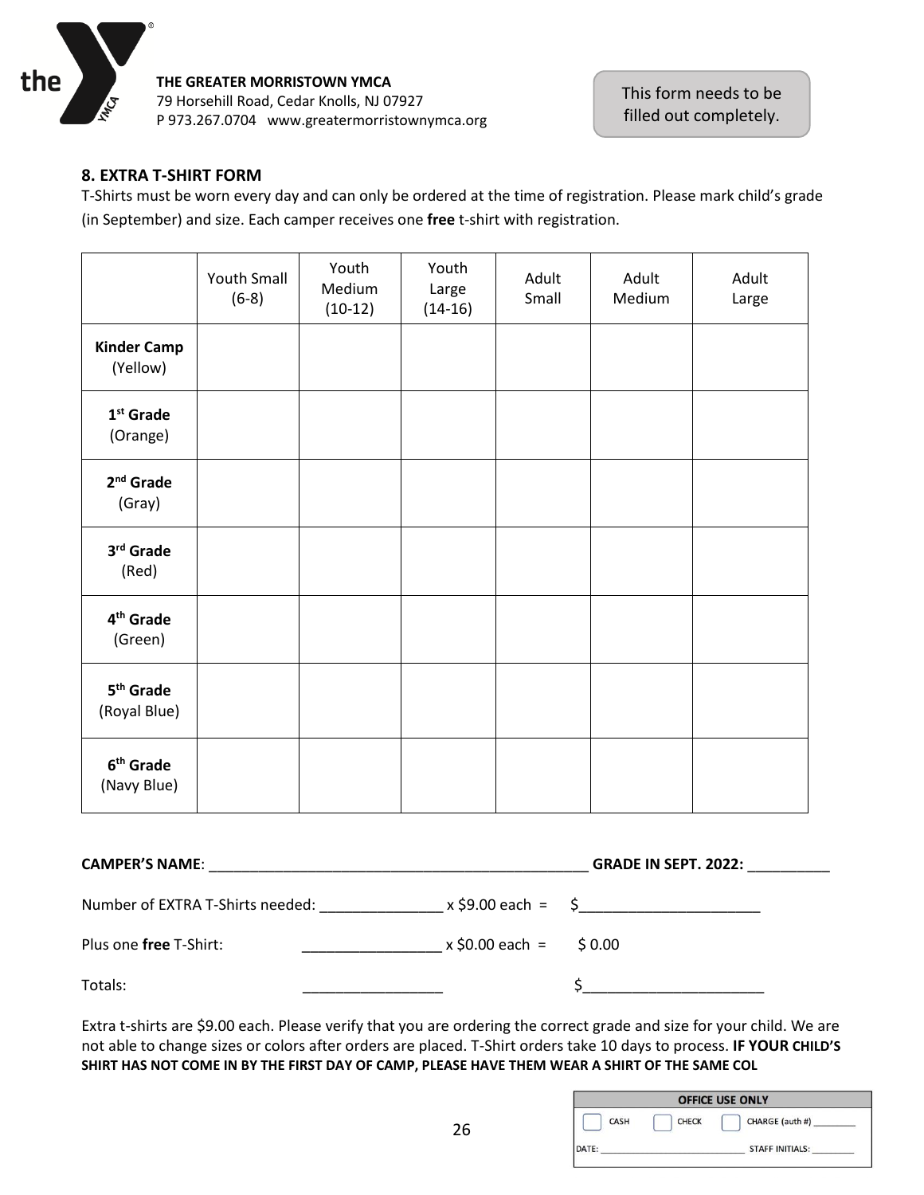**THE GREATER MORRISTOWN YMCA**
79 Horsehill Road, Cedar Knolls, NJ 07927
P 973.267.0704 www.greatermorristownymca.org

This form needs to be filled out completely.

### 8. EXTRA T-SHIRT FORM

T-Shirts must be worn every day and can only be ordered at the time of registration. Please mark child's grade (in September) and size. Each camper receives one **free** t-shirt with registration.

| | Youth Small (6-8) | Youth Medium (10-12) | Youth Large (14-16) | Adult Small | Adult Medium | Adult Large |
|---|---|---|---|---|---|---|
| **Kinder Camp** (Yellow) | | | | | | |
| **1st Grade** (Orange) | | | | | | |
| **2nd Grade** (Gray) | | | | | | |
| **3rd Grade** (Red) | | | | | | |
| **4th Grade** (Green) | | | | | | |
| **5th Grade** (Royal Blue) | | | | | | |
| **6th Grade** (Navy Blue) | | | | | | |

**CAMPER'S NAME**: _______________________________________________ **GRADE IN SEPT. 2022:** __________

Number of EXTRA T-Shirts needed: _______________ x $9.00 each = $______________________

Plus one **free** T-Shirt: _________________ x $0.00 each = $ 0.00

Totals: _________________ $______________________

Extra t-shirts are $9.00 each. Please verify that you are ordering the correct grade and size for your child. We are not able to change sizes or colors after orders are placed. T-Shirt orders take 10 days to process. **IF YOUR CHILD'S SHIRT HAS NOT COME IN BY THE FIRST DAY OF CAMP, PLEASE HAVE THEM WEAR A SHIRT OF THE SAME COL**

| OFFICE USE ONLY | | |
|---|---|---|
| CASH | CHECK | CHARGE (auth #) _________ |
| DATE: ___________________________ | | STAFF INITIALS: _________ |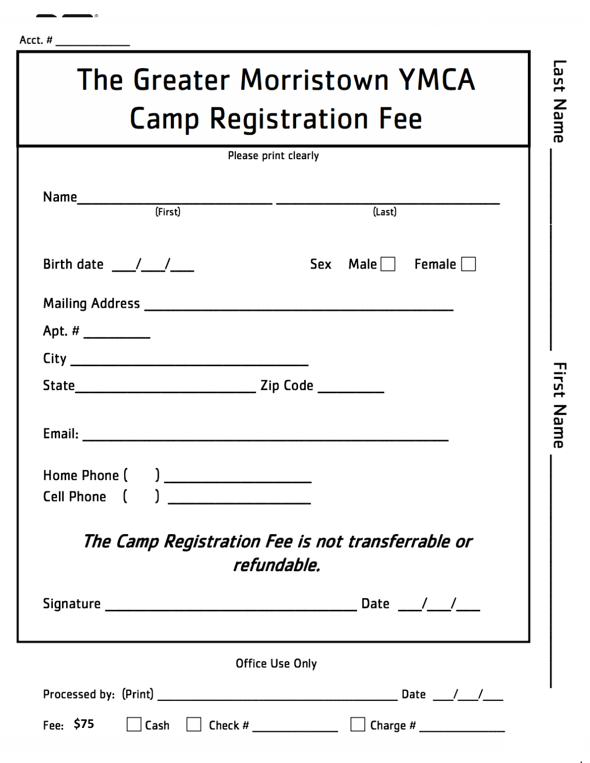Acct. # ____________

# The Greater Morristown YMCA
# Camp Registration Fee

Please print clearly

Name________________________ ________________________
(First) (Last)

Birth date ___/___/___ Sex Male ☐ Female ☐

Mailing Address ______________________________________

Apt. # ________

City ______________________________

State______________________ Zip Code ________

Email: ____________________________________________

Home Phone ( ) ________________
Cell Phone ( ) ________________

***The Camp Registration Fee is not transferrable or refundable.***

Signature ______________________________ Date ___/___/___

Office Use Only

Processed by: (Print) ______________________________ Date ___/___/___

Fee: $75 ☐ Cash ☐ Check # ____________ ☐ Charge # ____________

Last Name ____________

First Name ____________